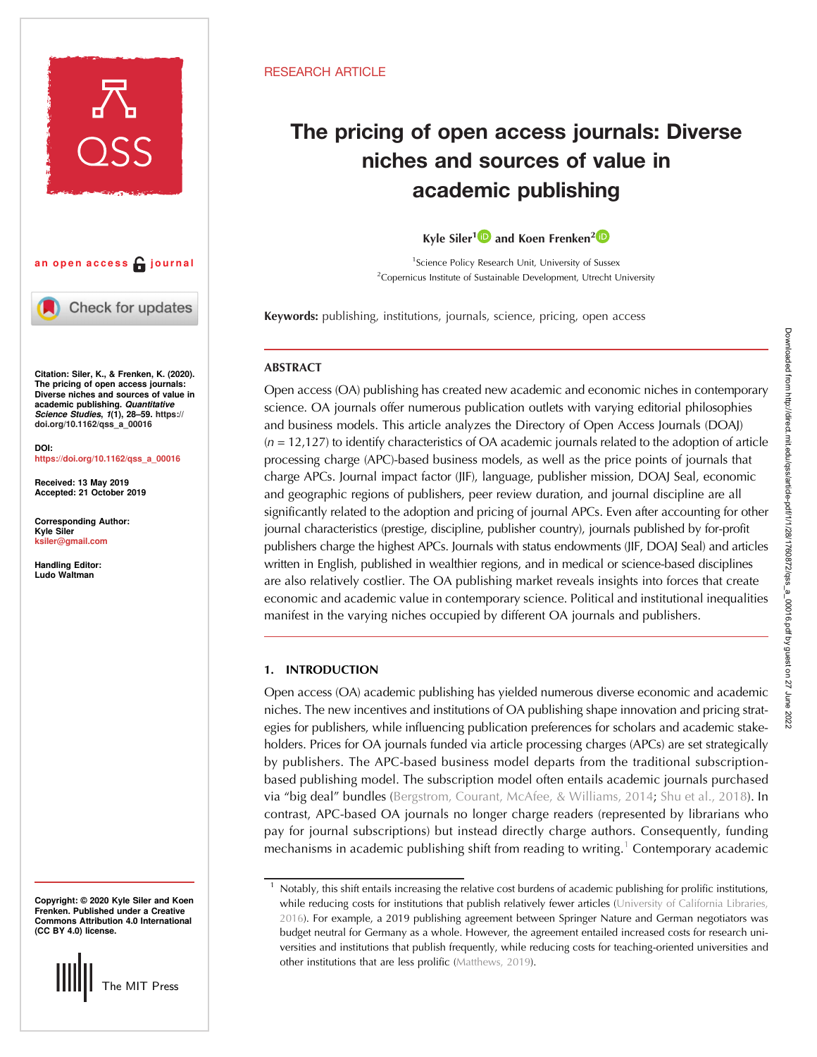RESEARCH ARTICLE

# The pricing of open access journals: Diverse niches and sources of value in academic publishing

Kyle Siler[1] and Koen Frenken[2]

[1]Science Policy Research Unit, University of Sussex
[2]Copernicus Institute of Sustainable Development, Utrecht University

an open access journal

**Keywords:** publishing, institutions, journals, science, pricing, open access

Citation: Siler, K., & Frenken, K. (2020). The pricing of open access journals: Diverse niches and sources of value in academic publishing. *Quantitative Science Studies*, *1*(1), 28–59. https://doi.org/10.1162/qss_a_00016

DOI: https://doi.org/10.1162/qss_a_00016

Received: 13 May 2019
Accepted: 21 October 2019

Corresponding Author:
Kyle Siler
ksiler@gmail.com

Handling Editor:
Ludo Waltman

Copyright: © 2020 Kyle Siler and Koen Frenken. Published under a Creative Commons Attribution 4.0 International (CC BY 4.0) license.

## ABSTRACT

Open access (OA) publishing has created new academic and economic niches in contemporary science. OA journals offer numerous publication outlets with varying editorial philosophies and business models. This article analyzes the Directory of Open Access Journals (DOAJ) ($n$ = 12,127) to identify characteristics of OA academic journals related to the adoption of article processing charge (APC)-based business models, as well as the price points of journals that charge APCs. Journal impact factor (JIF), language, publisher mission, DOAJ Seal, economic and geographic regions of publishers, peer review duration, and journal discipline are all significantly related to the adoption and pricing of journal APCs. Even after accounting for other journal characteristics (prestige, discipline, publisher country), journals published by for-profit publishers charge the highest APCs. Journals with status endowments (JIF, DOAJ Seal) and articles written in English, published in wealthier regions, and in medical or science-based disciplines are also relatively costlier. The OA publishing market reveals insights into forces that create economic and academic value in contemporary science. Political and institutional inequalities manifest in the varying niches occupied by different OA journals and publishers.

## 1. INTRODUCTION

Open access (OA) academic publishing has yielded numerous diverse economic and academic niches. The new incentives and institutions of OA publishing shape innovation and pricing strategies for publishers, while influencing publication preferences for scholars and academic stakeholders. Prices for OA journals funded via article processing charges (APCs) are set strategically by publishers. The APC-based business model departs from the traditional subscription-based publishing model. The subscription model often entails academic journals purchased via "big deal" bundles (Bergstrom, Courant, McAfee, & Williams, 2014; Shu et al., 2018). In contrast, APC-based OA journals no longer charge readers (represented by librarians who pay for journal subscriptions) but instead directly charge authors. Consequently, funding mechanisms in academic publishing shift from reading to writing.[1] Contemporary academic

[1] Notably, this shift entails increasing the relative cost burdens of academic publishing for prolific institutions, while reducing costs for institutions that publish relatively fewer articles (University of California Libraries, 2016). For example, a 2019 publishing agreement between Springer Nature and German negotiators was budget neutral for Germany as a whole. However, the agreement entailed increased costs for research universities and institutions that publish frequently, while reducing costs for teaching-oriented universities and other institutions that are less prolific (Matthews, 2019).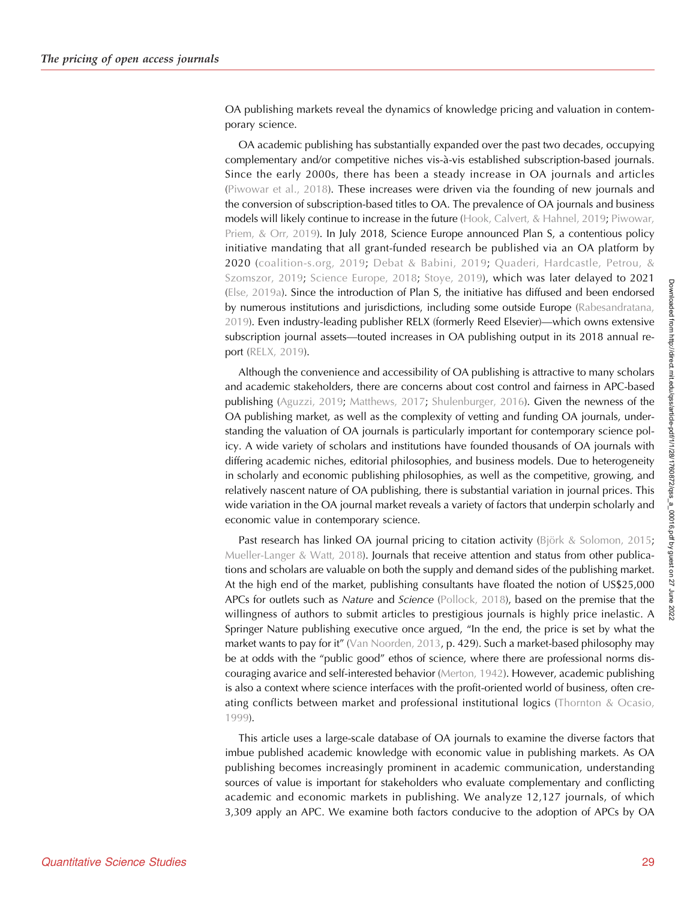OA publishing markets reveal the dynamics of knowledge pricing and valuation in contemporary science.

OA academic publishing has substantially expanded over the past two decades, occupying complementary and/or competitive niches vis-à-vis established subscription-based journals. Since the early 2000s, there has been a steady increase in OA journals and articles (Piwowar et al., 2018). These increases were driven via the founding of new journals and the conversion of subscription-based titles to OA. The prevalence of OA journals and business models will likely continue to increase in the future (Hook, Calvert, & Hahnel, 2019; Piwowar, Priem, & Orr, 2019). In July 2018, Science Europe announced Plan S, a contentious policy initiative mandating that all grant-funded research be published via an OA platform by 2020 (coalition-s.org, 2019; Debat & Babini, 2019; Quaderi, Hardcastle, Petrou, & Szomszor, 2019; Science Europe, 2018; Stoye, 2019), which was later delayed to 2021 (Else, 2019a). Since the introduction of Plan S, the initiative has diffused and been endorsed by numerous institutions and jurisdictions, including some outside Europe (Rabesandratana, 2019). Even industry-leading publisher RELX (formerly Reed Elsevier)—which owns extensive subscription journal assets—touted increases in OA publishing output in its 2018 annual report (RELX, 2019).

Although the convenience and accessibility of OA publishing is attractive to many scholars and academic stakeholders, there are concerns about cost control and fairness in APC-based publishing (Aguzzi, 2019; Matthews, 2017; Shulenburger, 2016). Given the newness of the OA publishing market, as well as the complexity of vetting and funding OA journals, understanding the valuation of OA journals is particularly important for contemporary science policy. A wide variety of scholars and institutions have founded thousands of OA journals with differing academic niches, editorial philosophies, and business models. Due to heterogeneity in scholarly and economic publishing philosophies, as well as the competitive, growing, and relatively nascent nature of OA publishing, there is substantial variation in journal prices. This wide variation in the OA journal market reveals a variety of factors that underpin scholarly and economic value in contemporary science.

Past research has linked OA journal pricing to citation activity (Björk & Solomon, 2015; Mueller-Langer & Watt, 2018). Journals that receive attention and status from other publications and scholars are valuable on both the supply and demand sides of the publishing market. At the high end of the market, publishing consultants have floated the notion of US$25,000 APCs for outlets such as *Nature* and *Science* (Pollock, 2018), based on the premise that the willingness of authors to submit articles to prestigious journals is highly price inelastic. A Springer Nature publishing executive once argued, "In the end, the price is set by what the market wants to pay for it" (Van Noorden, 2013, p. 429). Such a market-based philosophy may be at odds with the "public good" ethos of science, where there are professional norms discouraging avarice and self-interested behavior (Merton, 1942). However, academic publishing is also a context where science interfaces with the profit-oriented world of business, often creating conflicts between market and professional institutional logics (Thornton & Ocasio, 1999).

This article uses a large-scale database of OA journals to examine the diverse factors that imbue published academic knowledge with economic value in publishing markets. As OA publishing becomes increasingly prominent in academic communication, understanding sources of value is important for stakeholders who evaluate complementary and conflicting academic and economic markets in publishing. We analyze 12,127 journals, of which 3,309 apply an APC. We examine both factors conducive to the adoption of APCs by OA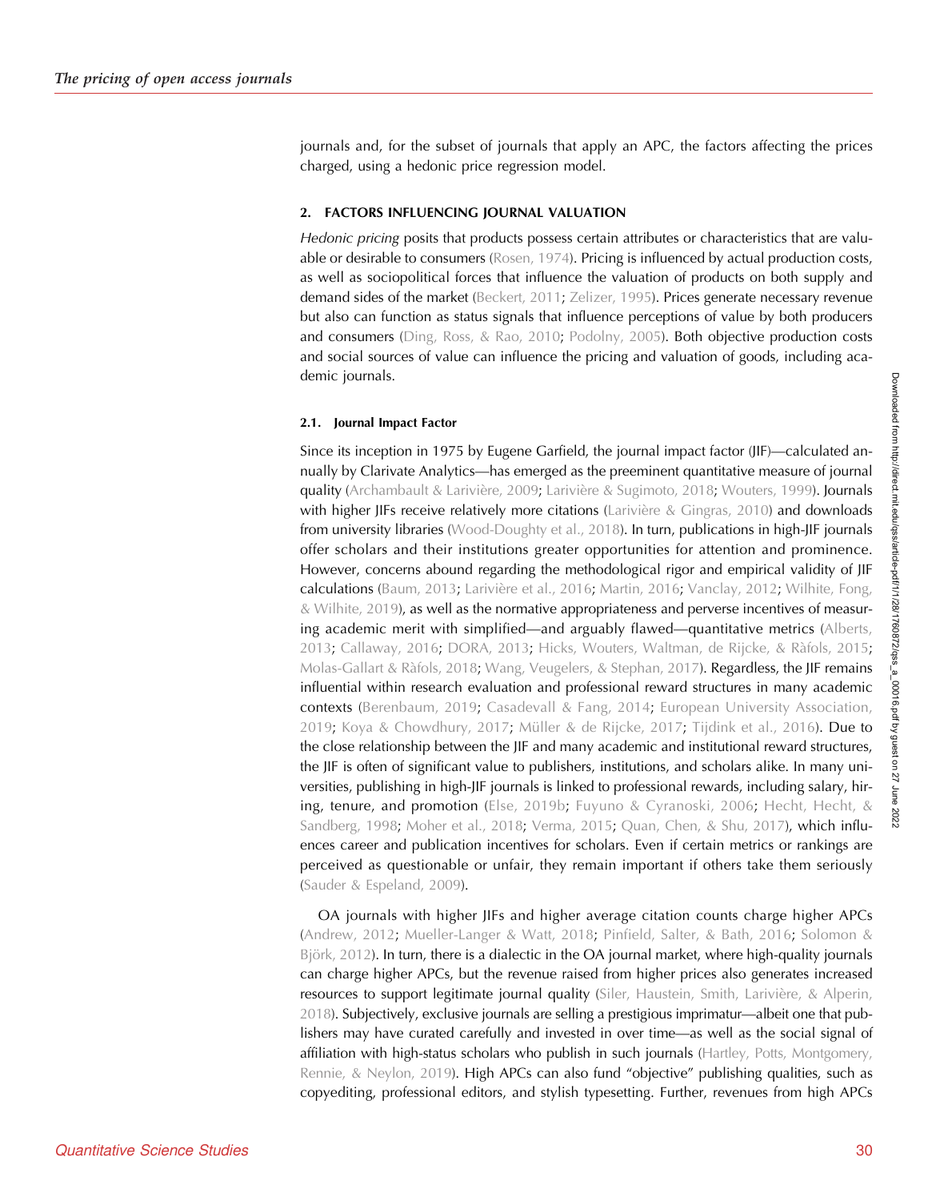journals and, for the subset of journals that apply an APC, the factors affecting the prices charged, using a hedonic price regression model.

## 2. FACTORS INFLUENCING JOURNAL VALUATION

*Hedonic pricing* posits that products possess certain attributes or characteristics that are valuable or desirable to consumers (Rosen, 1974). Pricing is influenced by actual production costs, as well as sociopolitical forces that influence the valuation of products on both supply and demand sides of the market (Beckert, 2011; Zelizer, 1995). Prices generate necessary revenue but also can function as status signals that influence perceptions of value by both producers and consumers (Ding, Ross, & Rao, 2010; Podolny, 2005). Both objective production costs and social sources of value can influence the pricing and valuation of goods, including academic journals.

### 2.1. Journal Impact Factor

Since its inception in 1975 by Eugene Garfield, the journal impact factor (JIF)—calculated annually by Clarivate Analytics—has emerged as the preeminent quantitative measure of journal quality (Archambault & Larivière, 2009; Larivière & Sugimoto, 2018; Wouters, 1999). Journals with higher JIFs receive relatively more citations (Larivière & Gingras, 2010) and downloads from university libraries (Wood-Doughty et al., 2018). In turn, publications in high-JIF journals offer scholars and their institutions greater opportunities for attention and prominence. However, concerns abound regarding the methodological rigor and empirical validity of JIF calculations (Baum, 2013; Larivière et al., 2016; Martin, 2016; Vanclay, 2012; Wilhite, Fong, & Wilhite, 2019), as well as the normative appropriateness and perverse incentives of measuring academic merit with simplified—and arguably flawed—quantitative metrics (Alberts, 2013; Callaway, 2016; DORA, 2013; Hicks, Wouters, Waltman, de Rijcke, & Ràfols, 2015; Molas-Gallart & Ràfols, 2018; Wang, Veugelers, & Stephan, 2017). Regardless, the JIF remains influential within research evaluation and professional reward structures in many academic contexts (Berenbaum, 2019; Casadevall & Fang, 2014; European University Association, 2019; Koya & Chowdhury, 2017; Müller & de Rijcke, 2017; Tijdink et al., 2016). Due to the close relationship between the JIF and many academic and institutional reward structures, the JIF is often of significant value to publishers, institutions, and scholars alike. In many universities, publishing in high-JIF journals is linked to professional rewards, including salary, hiring, tenure, and promotion (Else, 2019b; Fuyuno & Cyranoski, 2006; Hecht, Hecht, & Sandberg, 1998; Moher et al., 2018; Verma, 2015; Quan, Chen, & Shu, 2017), which influences career and publication incentives for scholars. Even if certain metrics or rankings are perceived as questionable or unfair, they remain important if others take them seriously (Sauder & Espeland, 2009).

OA journals with higher JIFs and higher average citation counts charge higher APCs (Andrew, 2012; Mueller-Langer & Watt, 2018; Pinfield, Salter, & Bath, 2016; Solomon & Björk, 2012). In turn, there is a dialectic in the OA journal market, where high-quality journals can charge higher APCs, but the revenue raised from higher prices also generates increased resources to support legitimate journal quality (Siler, Haustein, Smith, Larivière, & Alperin, 2018). Subjectively, exclusive journals are selling a prestigious imprimatur—albeit one that publishers may have curated carefully and invested in over time—as well as the social signal of affiliation with high-status scholars who publish in such journals (Hartley, Potts, Montgomery, Rennie, & Neylon, 2019). High APCs can also fund "objective" publishing qualities, such as copyediting, professional editors, and stylish typesetting. Further, revenues from high APCs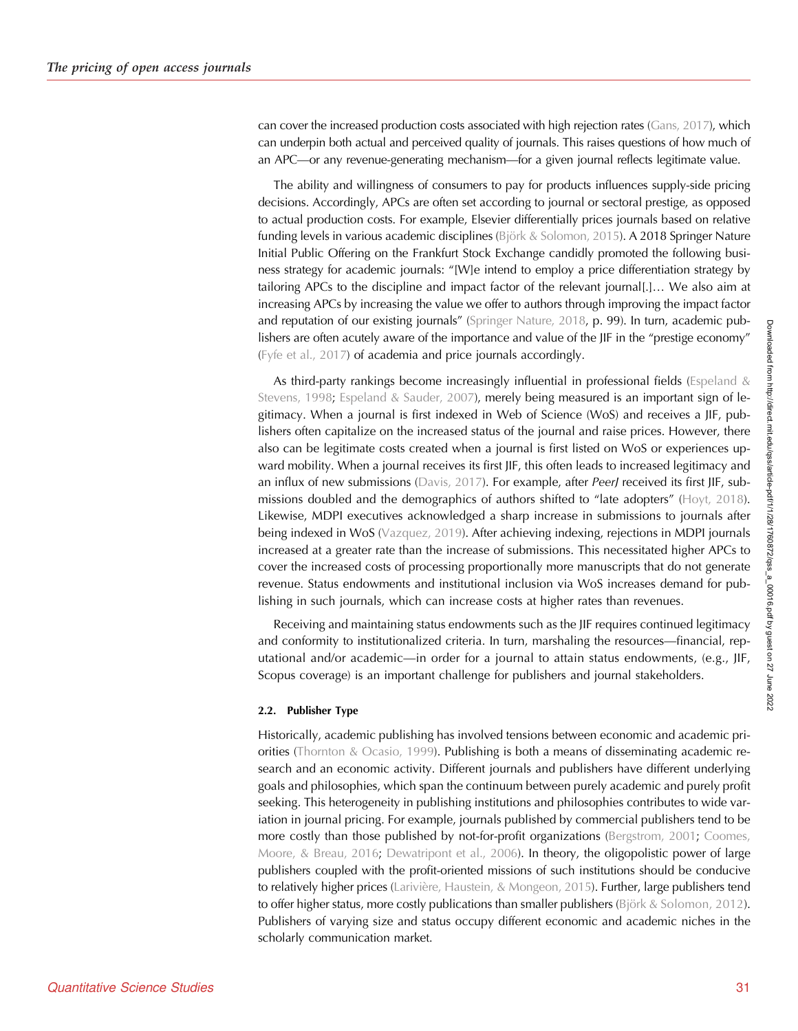can cover the increased production costs associated with high rejection rates (Gans, 2017), which can underpin both actual and perceived quality of journals. This raises questions of how much of an APC—or any revenue-generating mechanism—for a given journal reflects legitimate value.

The ability and willingness of consumers to pay for products influences supply-side pricing decisions. Accordingly, APCs are often set according to journal or sectoral prestige, as opposed to actual production costs. For example, Elsevier differentially prices journals based on relative funding levels in various academic disciplines (Björk & Solomon, 2015). A 2018 Springer Nature Initial Public Offering on the Frankfurt Stock Exchange candidly promoted the following business strategy for academic journals: "[W]e intend to employ a price differentiation strategy by tailoring APCs to the discipline and impact factor of the relevant journal[.]… We also aim at increasing APCs by increasing the value we offer to authors through improving the impact factor and reputation of our existing journals" (Springer Nature, 2018, p. 99). In turn, academic publishers are often acutely aware of the importance and value of the JIF in the "prestige economy" (Fyfe et al., 2017) of academia and price journals accordingly.

As third-party rankings become increasingly influential in professional fields (Espeland & Stevens, 1998; Espeland & Sauder, 2007), merely being measured is an important sign of legitimacy. When a journal is first indexed in Web of Science (WoS) and receives a JIF, publishers often capitalize on the increased status of the journal and raise prices. However, there also can be legitimate costs created when a journal is first listed on WoS or experiences upward mobility. When a journal receives its first JIF, this often leads to increased legitimacy and an influx of new submissions (Davis, 2017). For example, after *PeerJ* received its first JIF, submissions doubled and the demographics of authors shifted to "late adopters" (Hoyt, 2018). Likewise, MDPI executives acknowledged a sharp increase in submissions to journals after being indexed in WoS (Vazquez, 2019). After achieving indexing, rejections in MDPI journals increased at a greater rate than the increase of submissions. This necessitated higher APCs to cover the increased costs of processing proportionally more manuscripts that do not generate revenue. Status endowments and institutional inclusion via WoS increases demand for publishing in such journals, which can increase costs at higher rates than revenues.

Receiving and maintaining status endowments such as the JIF requires continued legitimacy and conformity to institutionalized criteria. In turn, marshaling the resources—financial, reputational and/or academic—in order for a journal to attain status endowments, (e.g., JIF, Scopus coverage) is an important challenge for publishers and journal stakeholders.

### 2.2. Publisher Type

Historically, academic publishing has involved tensions between economic and academic priorities (Thornton & Ocasio, 1999). Publishing is both a means of disseminating academic research and an economic activity. Different journals and publishers have different underlying goals and philosophies, which span the continuum between purely academic and purely profit seeking. This heterogeneity in publishing institutions and philosophies contributes to wide variation in journal pricing. For example, journals published by commercial publishers tend to be more costly than those published by not-for-profit organizations (Bergstrom, 2001; Coomes, Moore, & Breau, 2016; Dewatripont et al., 2006). In theory, the oligopolistic power of large publishers coupled with the profit-oriented missions of such institutions should be conducive to relatively higher prices (Larivière, Haustein, & Mongeon, 2015). Further, large publishers tend to offer higher status, more costly publications than smaller publishers (Björk & Solomon, 2012). Publishers of varying size and status occupy different economic and academic niches in the scholarly communication market.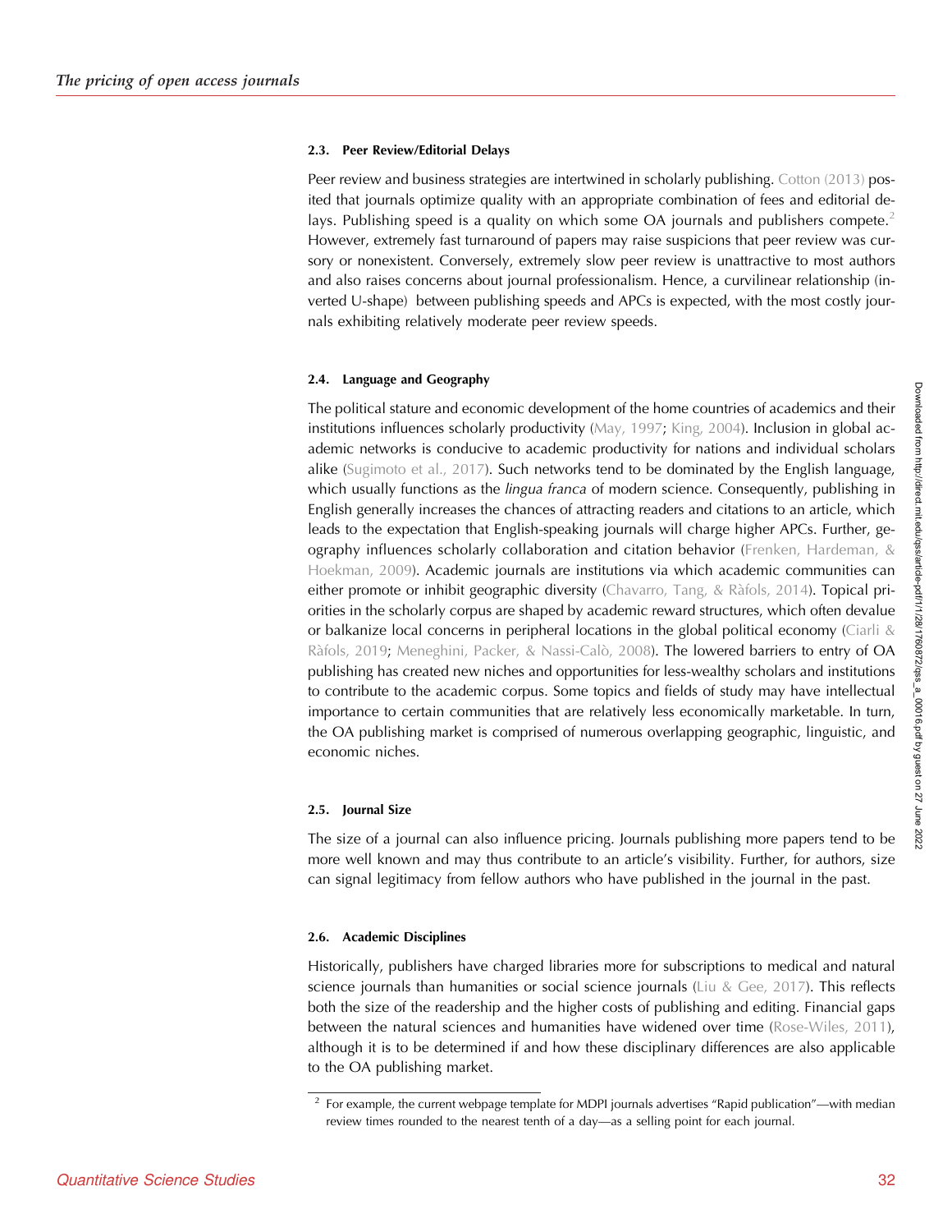### 2.3. Peer Review/Editorial Delays

Peer review and business strategies are intertwined in scholarly publishing. Cotton (2013) posited that journals optimize quality with an appropriate combination of fees and editorial delays. Publishing speed is a quality on which some OA journals and publishers compete.[2] However, extremely fast turnaround of papers may raise suspicions that peer review was cursory or nonexistent. Conversely, extremely slow peer review is unattractive to most authors and also raises concerns about journal professionalism. Hence, a curvilinear relationship (inverted U-shape) between publishing speeds and APCs is expected, with the most costly journals exhibiting relatively moderate peer review speeds.

### 2.4. Language and Geography

The political stature and economic development of the home countries of academics and their institutions influences scholarly productivity (May, 1997; King, 2004). Inclusion in global academic networks is conducive to academic productivity for nations and individual scholars alike (Sugimoto et al., 2017). Such networks tend to be dominated by the English language, which usually functions as the *lingua franca* of modern science. Consequently, publishing in English generally increases the chances of attracting readers and citations to an article, which leads to the expectation that English-speaking journals will charge higher APCs. Further, geography influences scholarly collaboration and citation behavior (Frenken, Hardeman, & Hoekman, 2009). Academic journals are institutions via which academic communities can either promote or inhibit geographic diversity (Chavarro, Tang, & Ràfols, 2014). Topical priorities in the scholarly corpus are shaped by academic reward structures, which often devalue or balkanize local concerns in peripheral locations in the global political economy (Ciarli & Ràfols, 2019; Meneghini, Packer, & Nassi-Calò, 2008). The lowered barriers to entry of OA publishing has created new niches and opportunities for less-wealthy scholars and institutions to contribute to the academic corpus. Some topics and fields of study may have intellectual importance to certain communities that are relatively less economically marketable. In turn, the OA publishing market is comprised of numerous overlapping geographic, linguistic, and economic niches.

### 2.5. Journal Size

The size of a journal can also influence pricing. Journals publishing more papers tend to be more well known and may thus contribute to an article's visibility. Further, for authors, size can signal legitimacy from fellow authors who have published in the journal in the past.

### 2.6. Academic Disciplines

Historically, publishers have charged libraries more for subscriptions to medical and natural science journals than humanities or social science journals (Liu & Gee, 2017). This reflects both the size of the readership and the higher costs of publishing and editing. Financial gaps between the natural sciences and humanities have widened over time (Rose-Wiles, 2011), although it is to be determined if and how these disciplinary differences are also applicable to the OA publishing market.

---

[2] For example, the current webpage template for MDPI journals advertises "Rapid publication"—with median review times rounded to the nearest tenth of a day—as a selling point for each journal.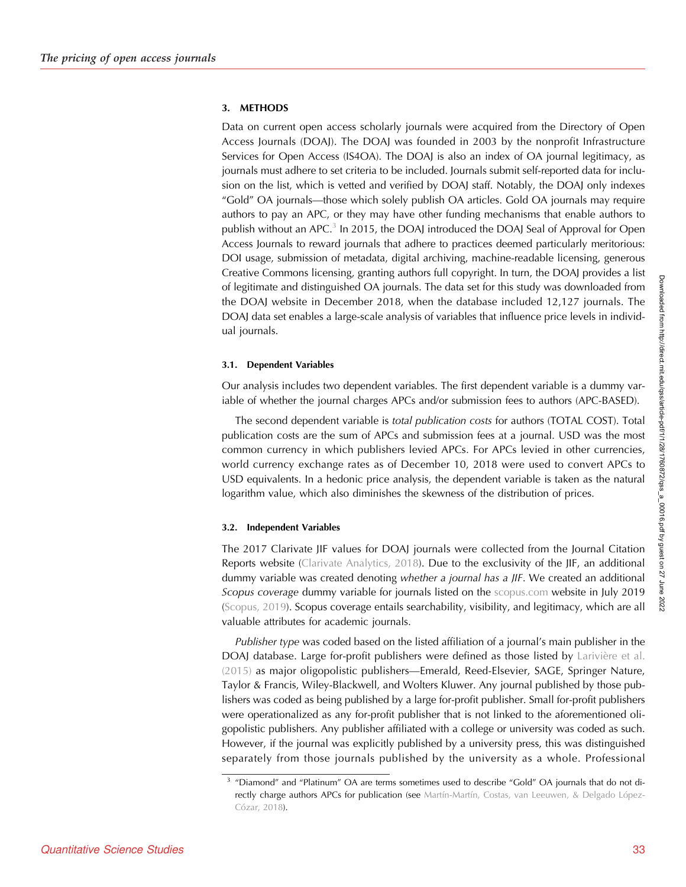## 3. METHODS

Data on current open access scholarly journals were acquired from the Directory of Open Access Journals (DOAJ). The DOAJ was founded in 2003 by the nonprofit Infrastructure Services for Open Access (IS4OA). The DOAJ is also an index of OA journal legitimacy, as journals must adhere to set criteria to be included. Journals submit self-reported data for inclusion on the list, which is vetted and verified by DOAJ staff. Notably, the DOAJ only indexes "Gold" OA journals—those which solely publish OA articles. Gold OA journals may require authors to pay an APC, or they may have other funding mechanisms that enable authors to publish without an APC.[3] In 2015, the DOAJ introduced the DOAJ Seal of Approval for Open Access Journals to reward journals that adhere to practices deemed particularly meritorious: DOI usage, submission of metadata, digital archiving, machine-readable licensing, generous Creative Commons licensing, granting authors full copyright. In turn, the DOAJ provides a list of legitimate and distinguished OA journals. The data set for this study was downloaded from the DOAJ website in December 2018, when the database included 12,127 journals. The DOAJ data set enables a large-scale analysis of variables that influence price levels in individual journals.

### 3.1. Dependent Variables

Our analysis includes two dependent variables. The first dependent variable is a dummy variable of whether the journal charges APCs and/or submission fees to authors (APC-BASED).

The second dependent variable is *total publication costs* for authors (TOTAL COST). Total publication costs are the sum of APCs and submission fees at a journal. USD was the most common currency in which publishers levied APCs. For APCs levied in other currencies, world currency exchange rates as of December 10, 2018 were used to convert APCs to USD equivalents. In a hedonic price analysis, the dependent variable is taken as the natural logarithm value, which also diminishes the skewness of the distribution of prices.

### 3.2. Independent Variables

The 2017 Clarivate JIF values for DOAJ journals were collected from the Journal Citation Reports website (Clarivate Analytics, 2018). Due to the exclusivity of the JIF, an additional dummy variable was created denoting *whether a journal has a JIF*. We created an additional *Scopus coverage* dummy variable for journals listed on the scopus.com website in July 2019 (Scopus, 2019). Scopus coverage entails searchability, visibility, and legitimacy, which are all valuable attributes for academic journals.

*Publisher type* was coded based on the listed affiliation of a journal's main publisher in the DOAJ database. Large for-profit publishers were defined as those listed by Larivière et al. (2015) as major oligopolistic publishers—Emerald, Reed-Elsevier, SAGE, Springer Nature, Taylor & Francis, Wiley-Blackwell, and Wolters Kluwer. Any journal published by those publishers was coded as being published by a large for-profit publisher. Small for-profit publishers were operationalized as any for-profit publisher that is not linked to the aforementioned oligopolistic publishers. Any publisher affiliated with a college or university was coded as such. However, if the journal was explicitly published by a university press, this was distinguished separately from those journals published by the university as a whole. Professional

[3] "Diamond" and "Platinum" OA are terms sometimes used to describe "Gold" OA journals that do not directly charge authors APCs for publication (see Martín-Martín, Costas, van Leeuwen, & Delgado López-Cózar, 2018).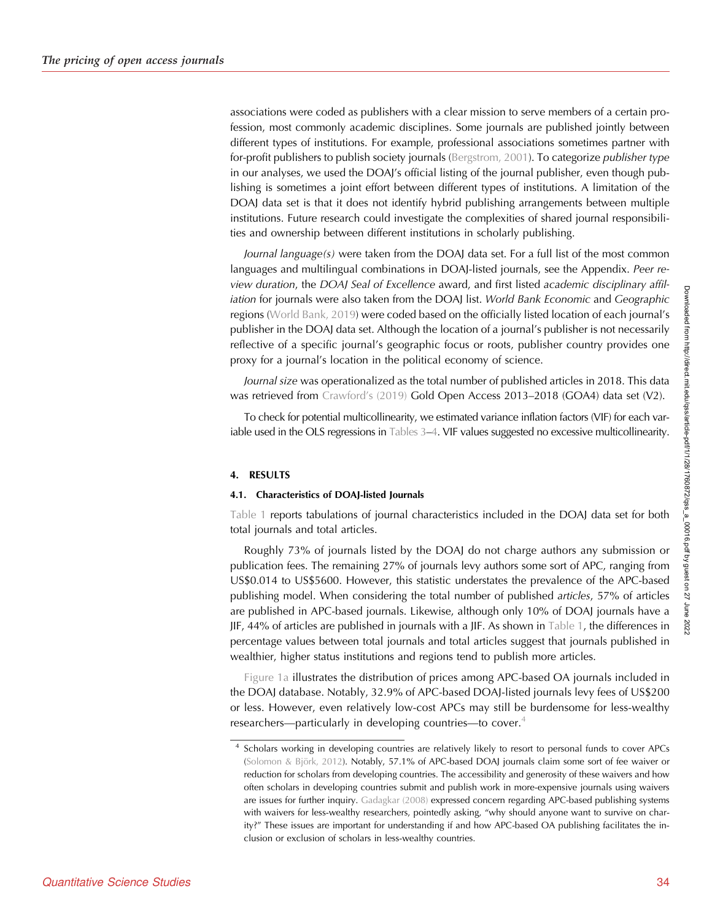associations were coded as publishers with a clear mission to serve members of a certain profession, most commonly academic disciplines. Some journals are published jointly between different types of institutions. For example, professional associations sometimes partner with for-profit publishers to publish society journals (Bergstrom, 2001). To categorize *publisher type* in our analyses, we used the DOAJ's official listing of the journal publisher, even though publishing is sometimes a joint effort between different types of institutions. A limitation of the DOAJ data set is that it does not identify hybrid publishing arrangements between multiple institutions. Future research could investigate the complexities of shared journal responsibilities and ownership between different institutions in scholarly publishing.

*Journal language(s)* were taken from the DOAJ data set. For a full list of the most common languages and multilingual combinations in DOAJ-listed journals, see the Appendix. *Peer review duration*, the *DOAJ Seal of Excellence* award, and first listed *academic disciplinary affiliation* for journals were also taken from the DOAJ list. *World Bank Economic* and *Geographic* regions (World Bank, 2019) were coded based on the officially listed location of each journal's publisher in the DOAJ data set. Although the location of a journal's publisher is not necessarily reflective of a specific journal's geographic focus or roots, publisher country provides one proxy for a journal's location in the political economy of science.

*Journal size* was operationalized as the total number of published articles in 2018. This data was retrieved from Crawford's (2019) Gold Open Access 2013–2018 (GOA4) data set (V2).

To check for potential multicollinearity, we estimated variance inflation factors (VIF) for each variable used in the OLS regressions in Tables 3–4. VIF values suggested no excessive multicollinearity.

## 4. RESULTS

### 4.1. Characteristics of DOAJ-listed Journals

Table 1 reports tabulations of journal characteristics included in the DOAJ data set for both total journals and total articles.

Roughly 73% of journals listed by the DOAJ do not charge authors any submission or publication fees. The remaining 27% of journals levy authors some sort of APC, ranging from US$0.014 to US$5600. However, this statistic understates the prevalence of the APC-based publishing model. When considering the total number of published *articles*, 57% of articles are published in APC-based journals. Likewise, although only 10% of DOAJ journals have a JIF, 44% of articles are published in journals with a JIF. As shown in Table 1, the differences in percentage values between total journals and total articles suggest that journals published in wealthier, higher status institutions and regions tend to publish more articles.

Figure 1a illustrates the distribution of prices among APC-based OA journals included in the DOAJ database. Notably, 32.9% of APC-based DOAJ-listed journals levy fees of US$200 or less. However, even relatively low-cost APCs may still be burdensome for less-wealthy researchers—particularly in developing countries—to cover.[4]

---

[4] Scholars working in developing countries are relatively likely to resort to personal funds to cover APCs (Solomon & Björk, 2012). Notably, 57.1% of APC-based DOAJ journals claim some sort of fee waiver or reduction for scholars from developing countries. The accessibility and generosity of these waivers and how often scholars in developing countries submit and publish work in more-expensive journals using waivers are issues for further inquiry. Gadagkar (2008) expressed concern regarding APC-based publishing systems with waivers for less-wealthy researchers, pointedly asking, "why should anyone want to survive on charity?" These issues are important for understanding if and how APC-based OA publishing facilitates the inclusion or exclusion of scholars in less-wealthy countries.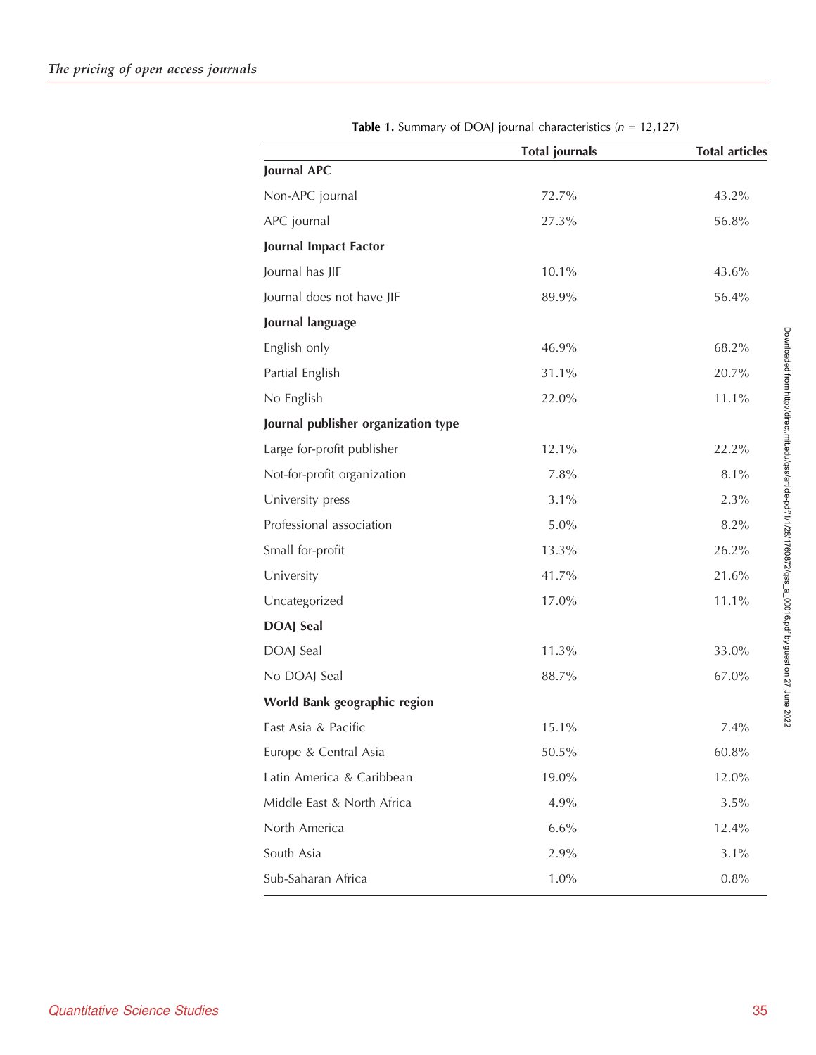**Table 1.** Summary of DOAJ journal characteristics ($n$ = 12,127)

| | Total journals | Total articles |
|---|---|---|
| **Journal APC** | | |
| Non-APC journal | 72.7% | 43.2% |
| APC journal | 27.3% | 56.8% |
| **Journal Impact Factor** | | |
| Journal has JIF | 10.1% | 43.6% |
| Journal does not have JIF | 89.9% | 56.4% |
| **Journal language** | | |
| English only | 46.9% | 68.2% |
| Partial English | 31.1% | 20.7% |
| No English | 22.0% | 11.1% |
| **Journal publisher organization type** | | |
| Large for-profit publisher | 12.1% | 22.2% |
| Not-for-profit organization | 7.8% | 8.1% |
| University press | 3.1% | 2.3% |
| Professional association | 5.0% | 8.2% |
| Small for-profit | 13.3% | 26.2% |
| University | 41.7% | 21.6% |
| Uncategorized | 17.0% | 11.1% |
| **DOAJ Seal** | | |
| DOAJ Seal | 11.3% | 33.0% |
| No DOAJ Seal | 88.7% | 67.0% |
| **World Bank geographic region** | | |
| East Asia & Pacific | 15.1% | 7.4% |
| Europe & Central Asia | 50.5% | 60.8% |
| Latin America & Caribbean | 19.0% | 12.0% |
| Middle East & North Africa | 4.9% | 3.5% |
| North America | 6.6% | 12.4% |
| South Asia | 2.9% | 3.1% |
| Sub-Saharan Africa | 1.0% | 0.8% |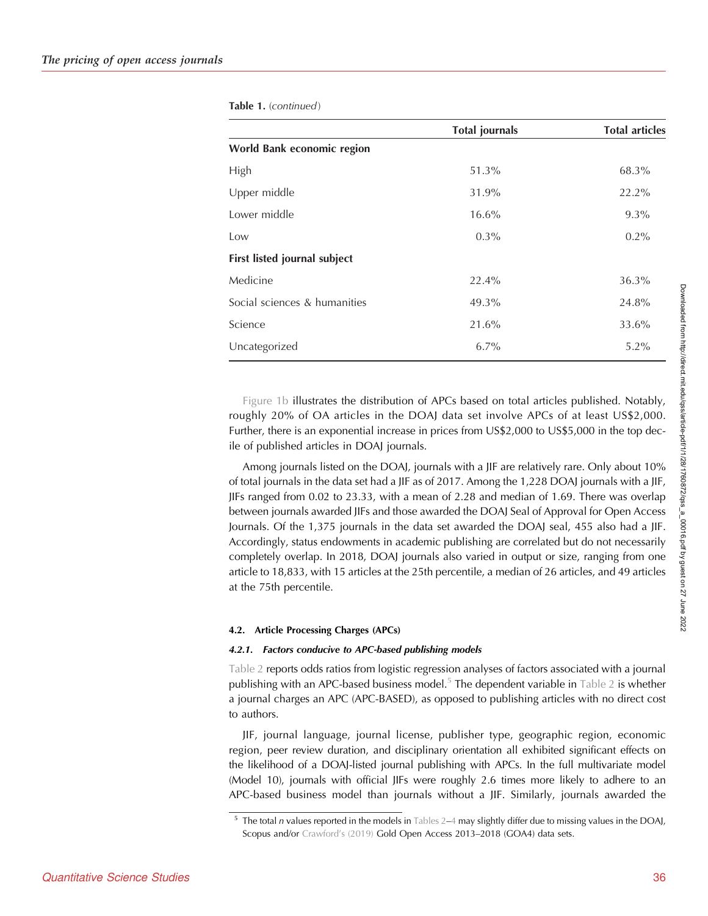**Table 1.** (*continued*)

| | Total journals | Total articles |
|---|---|---|
| **World Bank economic region** | | |
| High | 51.3% | 68.3% |
| Upper middle | 31.9% | 22.2% |
| Lower middle | 16.6% | 9.3% |
| Low | 0.3% | 0.2% |
| **First listed journal subject** | | |
| Medicine | 22.4% | 36.3% |
| Social sciences & humanities | 49.3% | 24.8% |
| Science | 21.6% | 33.6% |
| Uncategorized | 6.7% | 5.2% |

Figure 1b illustrates the distribution of APCs based on total articles published. Notably, roughly 20% of OA articles in the DOAJ data set involve APCs of at least US$2,000. Further, there is an exponential increase in prices from US$2,000 to US$5,000 in the top decile of published articles in DOAJ journals.

Among journals listed on the DOAJ, journals with a JIF are relatively rare. Only about 10% of total journals in the data set had a JIF as of 2017. Among the 1,228 DOAJ journals with a JIF, JIFs ranged from 0.02 to 23.33, with a mean of 2.28 and median of 1.69. There was overlap between journals awarded JIFs and those awarded the DOAJ Seal of Approval for Open Access Journals. Of the 1,375 journals in the data set awarded the DOAJ seal, 455 also had a JIF. Accordingly, status endowments in academic publishing are correlated but do not necessarily completely overlap. In 2018, DOAJ journals also varied in output or size, ranging from one article to 18,833, with 15 articles at the 25th percentile, a median of 26 articles, and 49 articles at the 75th percentile.

### 4.2. Article Processing Charges (APCs)

#### *4.2.1. Factors conducive to APC-based publishing models*

Table 2 reports odds ratios from logistic regression analyses of factors associated with a journal publishing with an APC-based business model.[5] The dependent variable in Table 2 is whether a journal charges an APC (APC-BASED), as opposed to publishing articles with no direct cost to authors.

JIF, journal language, journal license, publisher type, geographic region, economic region, peer review duration, and disciplinary orientation all exhibited significant effects on the likelihood of a DOAJ-listed journal publishing with APCs. In the full multivariate model (Model 10), journals with official JIFs were roughly 2.6 times more likely to adhere to an APC-based business model than journals without a JIF. Similarly, journals awarded the

[5] The total *n* values reported in the models in Tables 2–4 may slightly differ due to missing values in the DOAJ, Scopus and/or Crawford's (2019) Gold Open Access 2013–2018 (GOA4) data sets.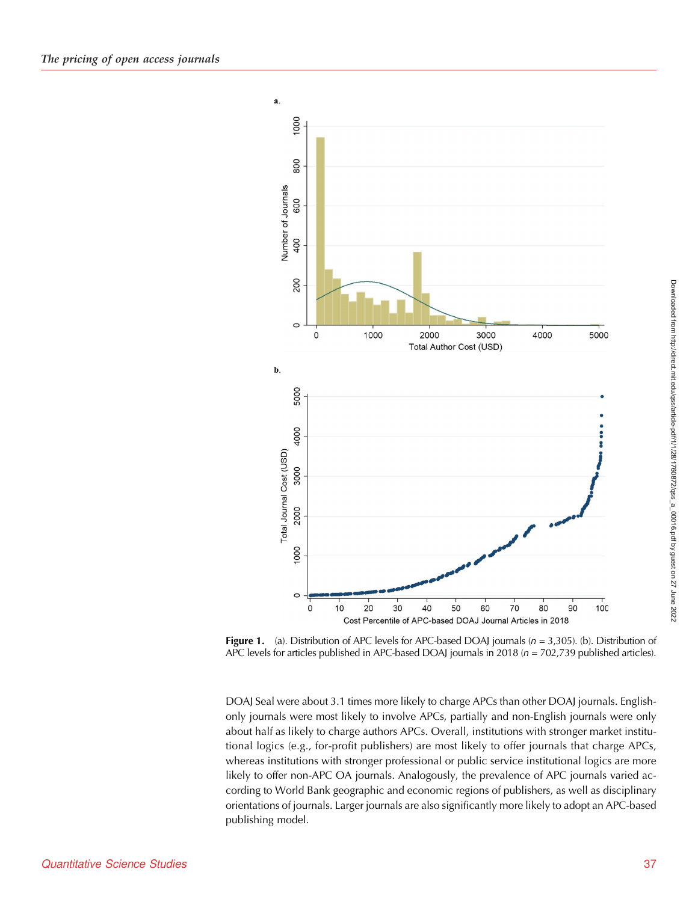**Figure 1.** (a). Distribution of APC levels for APC-based DOAJ journals ($n$ = 3,305). (b). Distribution of APC levels for articles published in APC-based DOAJ journals in 2018 ($n$ = 702,739 published articles).

DOAJ Seal were about 3.1 times more likely to charge APCs than other DOAJ journals. English-only journals were most likely to involve APCs, partially and non-English journals were only about half as likely to charge authors APCs. Overall, institutions with stronger market institutional logics (e.g., for-profit publishers) are most likely to offer journals that charge APCs, whereas institutions with stronger professional or public service institutional logics are more likely to offer non-APC OA journals. Analogously, the prevalence of APC journals varied according to World Bank geographic and economic regions of publishers, as well as disciplinary orientations of journals. Larger journals are also significantly more likely to adopt an APC-based publishing model.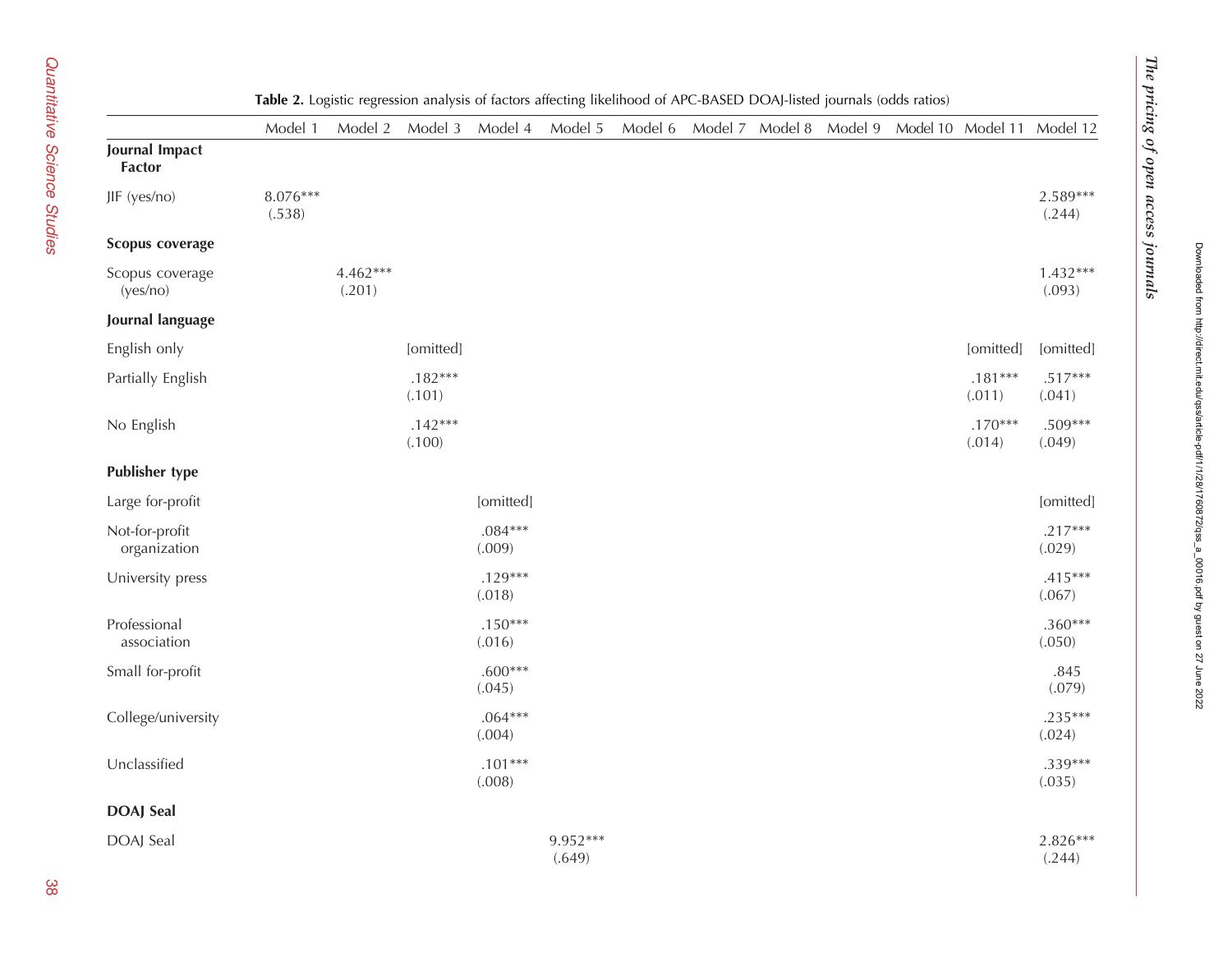**Table 2.** Logistic regression analysis of factors affecting likelihood of APC-BASED DOAJ-listed journals (odds ratios)

| | Model 1 | Model 2 | Model 3 | Model 4 | Model 5 | Model 6 | Model 7 | Model 8 | Model 9 | Model 10 | Model 11 | Model 12 |
|---|---|---|---|---|---|---|---|---|---|---|---|---|
| **Journal Impact Factor** | | | | | | | | | | | | |
| JIF (yes/no) | 8.076*** (.538) | | | | | | | | | | | 2.589*** (.244) |
| **Scopus coverage** | | | | | | | | | | | | |
| Scopus coverage (yes/no) | | 4.462*** (.201) | | | | | | | | | | 1.432*** (.093) |
| **Journal language** | | | | | | | | | | | | |
| English only | | | [omitted] | | | | | | | | [omitted] | [omitted] |
| Partially English | | | .182*** (.101) | | | | | | | | .181*** (.011) | .517*** (.041) |
| No English | | | .142*** (.100) | | | | | | | | .170*** (.014) | .509*** (.049) |
| **Publisher type** | | | | | | | | | | | | |
| Large for-profit | | | | [omitted] | | | | | | | | [omitted] |
| Not-for-profit organization | | | | .084*** (.009) | | | | | | | | .217*** (.029) |
| University press | | | | .129*** (.018) | | | | | | | | .415*** (.067) |
| Professional association | | | | .150*** (.016) | | | | | | | | .360*** (.050) |
| Small for-profit | | | | .600*** (.045) | | | | | | | | .845 (.079) |
| College/university | | | | .064*** (.004) | | | | | | | | .235*** (.024) |
| Unclassified | | | | .101*** (.008) | | | | | | | | .339*** (.035) |
| **DOAJ Seal** | | | | | | | | | | | | |
| DOAJ Seal | | | | | 9.952*** (.649) | | | | | | | 2.826*** (.244) |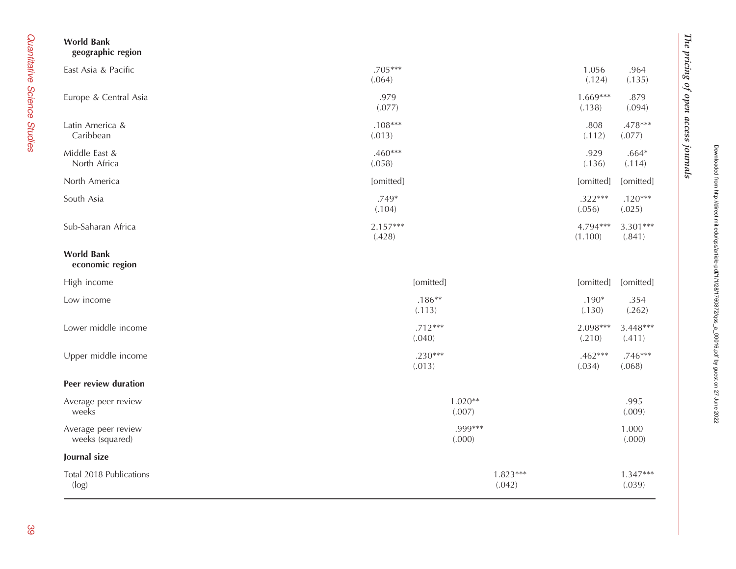| | | | | | | |
|---|---|---|---|---|---|---|
| **World Bank geographic region** | | | | | | |
| East Asia & Pacific | .705*** | | | | 1.056 | .964 |
| | (.064) | | | | (.124) | (.135) |
| Europe & Central Asia | .979 | | | | 1.669*** | .879 |
| | (.077) | | | | (.138) | (.094) |
| Latin America & Caribbean | .108*** | | | | .808 | .478*** |
| | (.013) | | | | (.112) | (.077) |
| Middle East & North Africa | .460*** | | | | .929 | .664* |
| | (.058) | | | | (.136) | (.114) |
| North America | [omitted] | | | | [omitted] | [omitted] |
| South Asia | .749* | | | | .322*** | .120*** |
| | (.104) | | | | (.056) | (.025) |
| Sub-Saharan Africa | 2.157*** | | | | 4.794*** | 3.301*** |
| | (.428) | | | | (1.100) | (.841) |
| **World Bank economic region** | | | | | | |
| High income | | [omitted] | | | [omitted] | [omitted] |
| Low income | | .186** | | | .190* | .354 |
| | | (.113) | | | (.130) | (.262) |
| Lower middle income | | .712*** | | | 2.098*** | 3.448*** |
| | | (.040) | | | (.210) | (.411) |
| Upper middle income | | .230*** | | | .462*** | .746*** |
| | | (.013) | | | (.034) | (.068) |
| **Peer review duration** | | | | | | |
| Average peer review weeks | | | 1.020** | | | .995 |
| | | | (.007) | | | (.009) |
| Average peer review weeks (squared) | | | .999*** | | | 1.000 |
| | | | (.000) | | | (.000) |
| **Journal size** | | | | | | |
| Total 2018 Publications (log) | | | | 1.823*** | | 1.347*** |
| | | | | (.042) | | (.039) |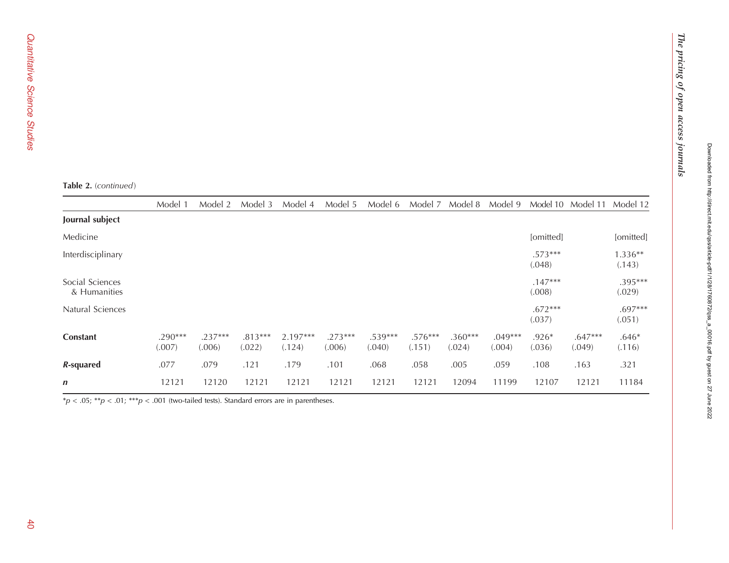**Table 2.** (*continued*)

| | Model 1 | Model 2 | Model 3 | Model 4 | Model 5 | Model 6 | Model 7 | Model 8 | Model 9 | Model 10 | Model 11 | Model 12 |
|---|---|---|---|---|---|---|---|---|---|---|---|---|
| **Journal subject** | | | | | | | | | | | | |
| Medicine | | | | | | | | | | [omitted] | | [omitted] |
| Interdisciplinary | | | | | | | | | | .573*** (.048) | | 1.336** (.143) |
| Social Sciences & Humanities | | | | | | | | | | .147*** (.008) | | .395*** (.029) |
| Natural Sciences | | | | | | | | | | .672*** (.037) | | .697*** (.051) |
| **Constant** | .290*** (.007) | .237*** (.006) | .813*** (.022) | 2.197*** (.124) | .273*** (.006) | .539*** (.040) | .576*** (.151) | .360*** (.024) | .049*** (.004) | .926* (.036) | .647*** (.049) | .646* (.116) |
| ***R*-squared** | .077 | .079 | .121 | .179 | .101 | .068 | .058 | .005 | .059 | .108 | .163 | .321 |
| ***n*** | 12121 | 12120 | 12121 | 12121 | 12121 | 12121 | 12121 | 12094 | 11199 | 12107 | 12121 | 11184 |

$^{*}p < .05$; $^{**}p < .01$; $^{***}p < .001$ (two-tailed tests). Standard errors are in parentheses.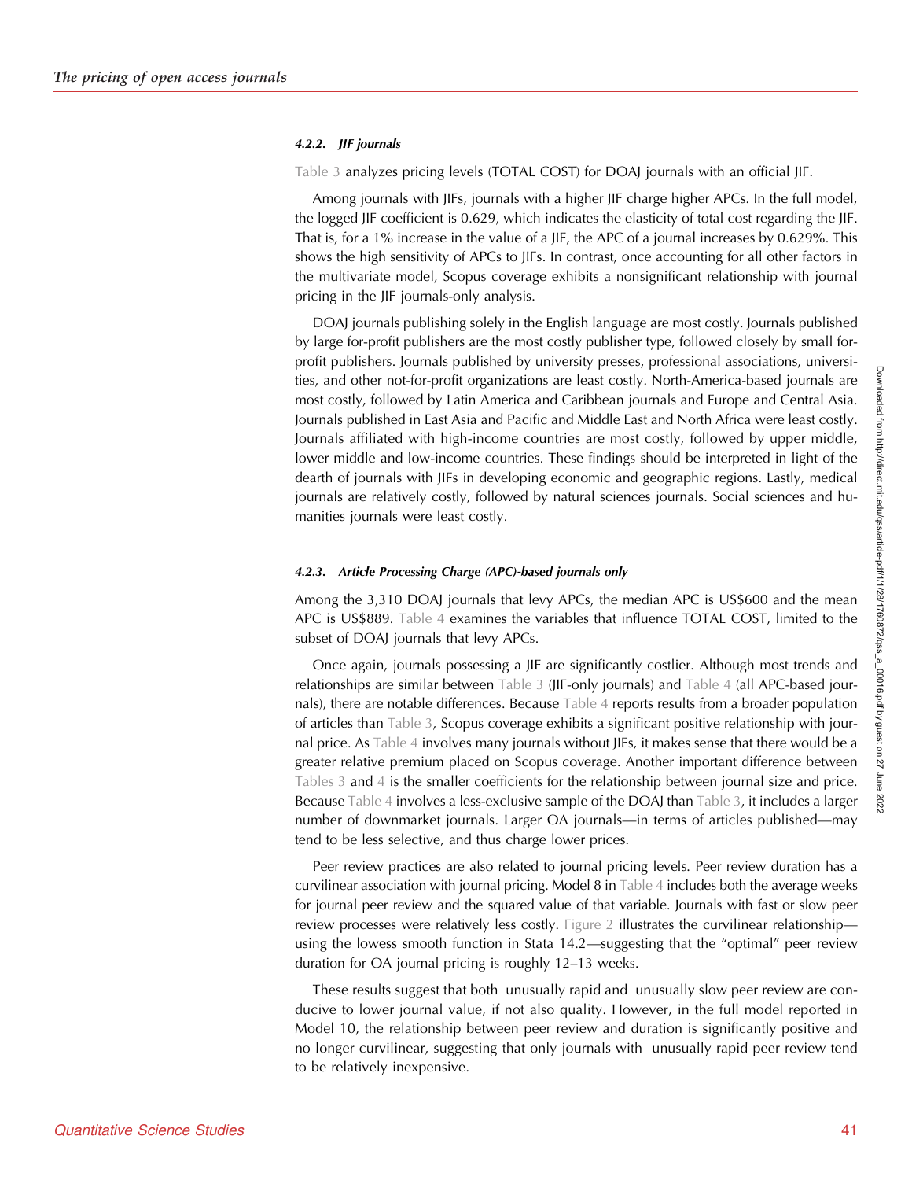#### 4.2.2. JIF journals

Table 3 analyzes pricing levels (TOTAL COST) for DOAJ journals with an official JIF.

Among journals with JIFs, journals with a higher JIF charge higher APCs. In the full model, the logged JIF coefficient is 0.629, which indicates the elasticity of total cost regarding the JIF. That is, for a 1% increase in the value of a JIF, the APC of a journal increases by 0.629%. This shows the high sensitivity of APCs to JIFs. In contrast, once accounting for all other factors in the multivariate model, Scopus coverage exhibits a nonsignificant relationship with journal pricing in the JIF journals-only analysis.

DOAJ journals publishing solely in the English language are most costly. Journals published by large for-profit publishers are the most costly publisher type, followed closely by small for-profit publishers. Journals published by university presses, professional associations, universities, and other not-for-profit organizations are least costly. North-America-based journals are most costly, followed by Latin America and Caribbean journals and Europe and Central Asia. Journals published in East Asia and Pacific and Middle East and North Africa were least costly. Journals affiliated with high-income countries are most costly, followed by upper middle, lower middle and low-income countries. These findings should be interpreted in light of the dearth of journals with JIFs in developing economic and geographic regions. Lastly, medical journals are relatively costly, followed by natural sciences journals. Social sciences and humanities journals were least costly.

#### 4.2.3. Article Processing Charge (APC)-based journals only

Among the 3,310 DOAJ journals that levy APCs, the median APC is US$600 and the mean APC is US$889. Table 4 examines the variables that influence TOTAL COST, limited to the subset of DOAJ journals that levy APCs.

Once again, journals possessing a JIF are significantly costlier. Although most trends and relationships are similar between Table 3 (JIF-only journals) and Table 4 (all APC-based journals), there are notable differences. Because Table 4 reports results from a broader population of articles than Table 3, Scopus coverage exhibits a significant positive relationship with journal price. As Table 4 involves many journals without JIFs, it makes sense that there would be a greater relative premium placed on Scopus coverage. Another important difference between Tables 3 and 4 is the smaller coefficients for the relationship between journal size and price. Because Table 4 involves a less-exclusive sample of the DOAJ than Table 3, it includes a larger number of downmarket journals. Larger OA journals—in terms of articles published—may tend to be less selective, and thus charge lower prices.

Peer review practices are also related to journal pricing levels. Peer review duration has a curvilinear association with journal pricing. Model 8 in Table 4 includes both the average weeks for journal peer review and the squared value of that variable. Journals with fast or slow peer review processes were relatively less costly. Figure 2 illustrates the curvilinear relationship—using the lowess smooth function in Stata 14.2—suggesting that the "optimal" peer review duration for OA journal pricing is roughly 12–13 weeks.

These results suggest that both unusually rapid and unusually slow peer review are conducive to lower journal value, if not also quality. However, in the full model reported in Model 10, the relationship between peer review and duration is significantly positive and no longer curvilinear, suggesting that only journals with unusually rapid peer review tend to be relatively inexpensive.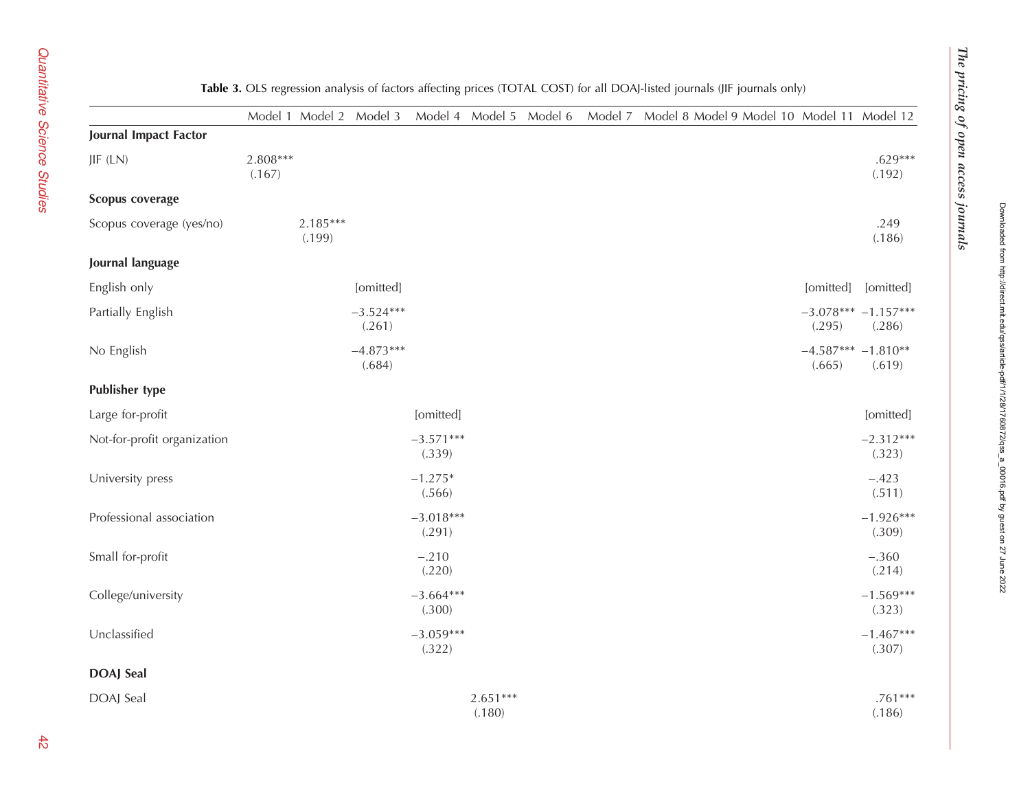**Table 3.** OLS regression analysis of factors affecting prices (TOTAL COST) for all DOAJ-listed journals (JIF journals only)

| | Model 1 | Model 2 | Model 3 | Model 4 | Model 5 | Model 6 | Model 7 | Model 8 | Model 9 | Model 10 | Model 11 | Model 12 |
|---|---|---|---|---|---|---|---|---|---|---|---|---|
| **Journal Impact Factor** | | | | | | | | | | | | |
| JIF (LN) | 2.808*** (.167) | | | | | | | | | | | .629*** (.192) |
| **Scopus coverage** | | | | | | | | | | | | |
| Scopus coverage (yes/no) | | 2.185*** (.199) | | | | | | | | | | .249 (.186) |
| **Journal language** | | | | | | | | | | | | |
| English only | | | [omitted] | | | | | | | | [omitted] | [omitted] |
| Partially English | | | −3.524*** (.261) | | | | | | | | −3.078*** (.295) | −1.157*** (.286) |
| No English | | | −4.873*** (.684) | | | | | | | | −4.587*** (.665) | −1.810** (.619) |
| **Publisher type** | | | | | | | | | | | | |
| Large for-profit | | | | [omitted] | | | | | | | | [omitted] |
| Not-for-profit organization | | | | −3.571*** (.339) | | | | | | | | −2.312*** (.323) |
| University press | | | | −1.275* (.566) | | | | | | | | −.423 (.511) |
| Professional association | | | | −3.018*** (.291) | | | | | | | | −1.926*** (.309) |
| Small for-profit | | | | −.210 (.220) | | | | | | | | −.360 (.214) |
| College/university | | | | −3.664*** (.300) | | | | | | | | −1.569*** (.323) |
| Unclassified | | | | −3.059*** (.322) | | | | | | | | −1.467*** (.307) |
| **DOAJ Seal** | | | | | | | | | | | | |
| DOAJ Seal | | | | | 2.651*** (.180) | | | | | | | .761*** (.186) |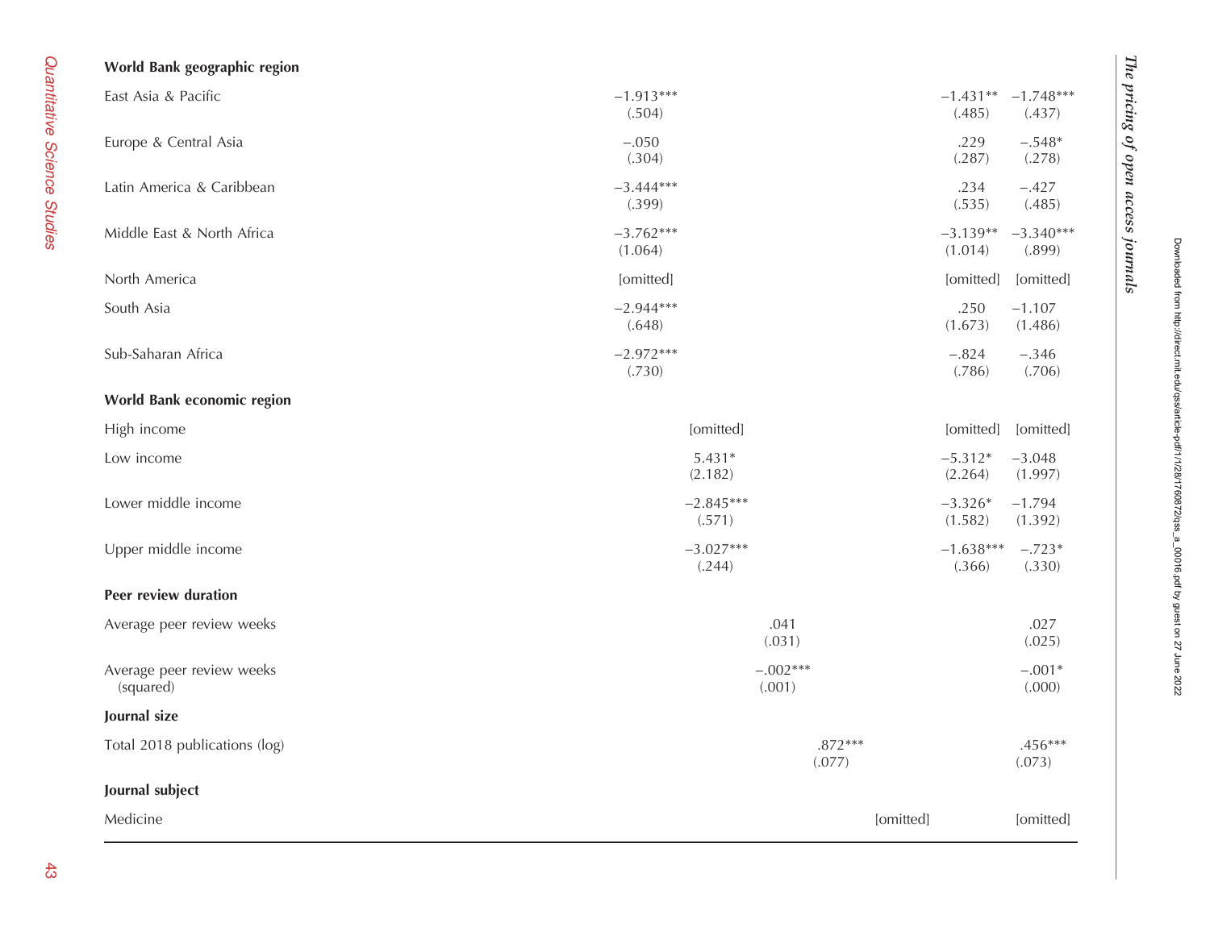| | | | | | | | |
|---|---|---|---|---|---|---|---|
| **World Bank geographic region** | | | | | | | |
| East Asia & Pacific | −1.913*** | | | | | −1.431** | −1.748*** |
| | (.504) | | | | | (.485) | (.437) |
| Europe & Central Asia | −.050 | | | | | .229 | −.548* |
| | (.304) | | | | | (.287) | (.278) |
| Latin America & Caribbean | −3.444*** | | | | | .234 | −.427 |
| | (.399) | | | | | (.535) | (.485) |
| Middle East & North Africa | −3.762*** | | | | | −3.139** | −3.340*** |
| | (1.064) | | | | | (1.014) | (.899) |
| North America | [omitted] | | | | | [omitted] | [omitted] |
| South Asia | −2.944*** | | | | | .250 | −1.107 |
| | (.648) | | | | | (1.673) | (1.486) |
| Sub-Saharan Africa | −2.972*** | | | | | −.824 | −.346 |
| | (.730) | | | | | (.786) | (.706) |
| **World Bank economic region** | | | | | | | |
| High income | | [omitted] | | | | [omitted] | [omitted] |
| Low income | | 5.431* | | | | −5.312* | −3.048 |
| | | (2.182) | | | | (2.264) | (1.997) |
| Lower middle income | | −2.845*** | | | | −3.326* | −1.794 |
| | | (.571) | | | | (1.582) | (1.392) |
| Upper middle income | | −3.027*** | | | | −1.638*** | −.723* |
| | | (.244) | | | | (.366) | (.330) |
| **Peer review duration** | | | | | | | |
| Average peer review weeks | | | .041 | | | | .027 |
| | | | (.031) | | | | (.025) |
| Average peer review weeks (squared) | | | −.002*** | | | | −.001* |
| | | | (.001) | | | | (.000) |
| **Journal size** | | | | | | | |
| Total 2018 publications (log) | | | | .872*** | | | .456*** |
| | | | | (.077) | | | (.073) |
| **Journal subject** | | | | | | | |
| Medicine | | | | | [omitted] | | [omitted] |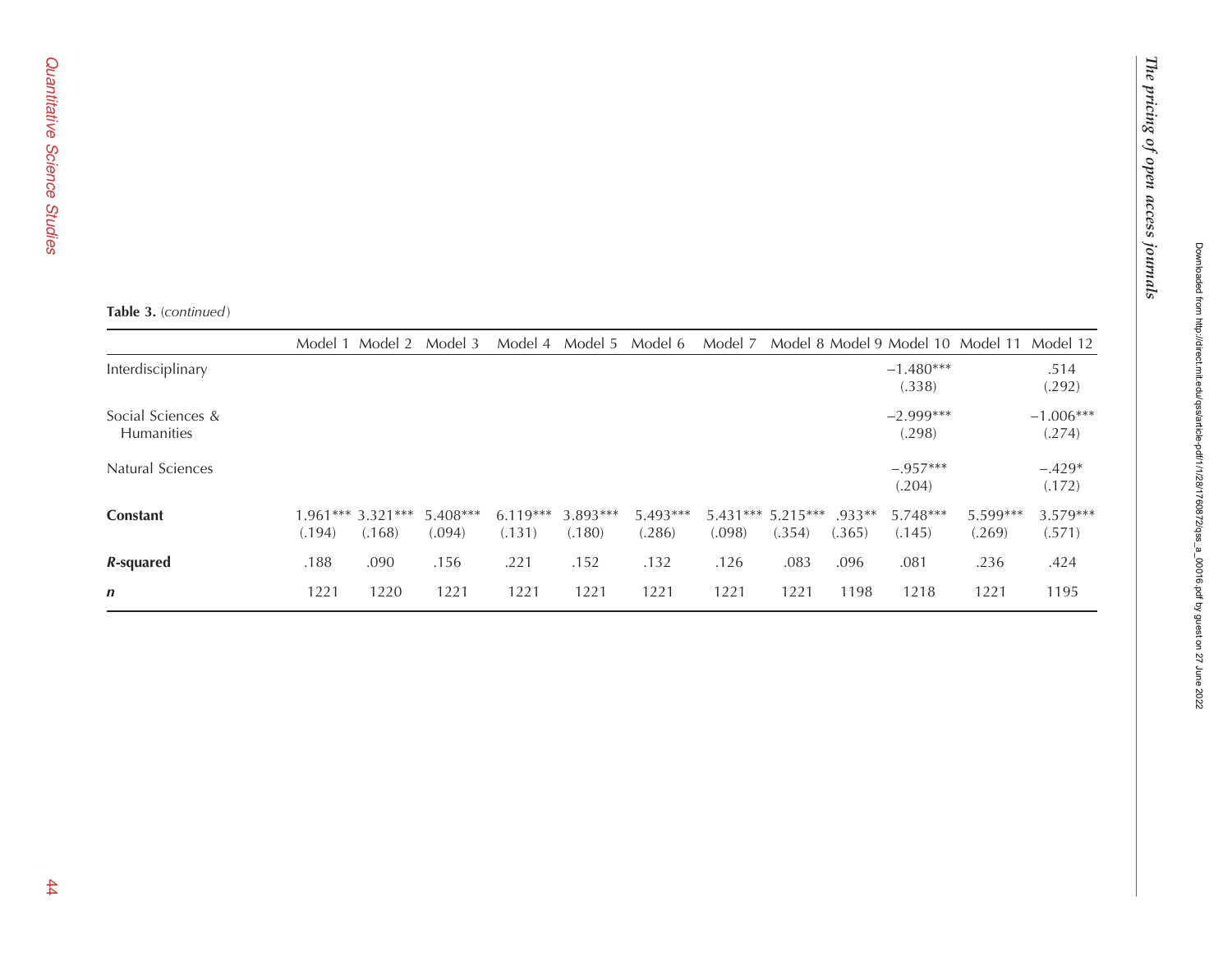**Table 3.** (*continued*)

| | Model 1 | Model 2 | Model 3 | Model 4 | Model 5 | Model 6 | Model 7 | Model 8 | Model 9 | Model 10 | Model 11 | Model 12 |
|---|---|---|---|---|---|---|---|---|---|---|---|---|
| Interdisciplinary | | | | | | | | | | −1.480*** (.338) | | .514 (.292) |
| Social Sciences & Humanities | | | | | | | | | | −2.999*** (.298) | | −1.006*** (.274) |
| Natural Sciences | | | | | | | | | | −.957*** (.204) | | −.429* (.172) |
| **Constant** | 1.961*** (.194) | 3.321*** (.168) | 5.408*** (.094) | 6.119*** (.131) | 3.893*** (.180) | 5.493*** (.286) | 5.431*** (.098) | 5.215*** (.354) | .933** (.365) | 5.748*** (.145) | 5.599*** (.269) | 3.579*** (.571) |
| ***R*-squared** | .188 | .090 | .156 | .221 | .152 | .132 | .126 | .083 | .096 | .081 | .236 | .424 |
| ***n*** | 1221 | 1220 | 1221 | 1221 | 1221 | 1221 | 1221 | 1221 | 1198 | 1218 | 1221 | 1195 |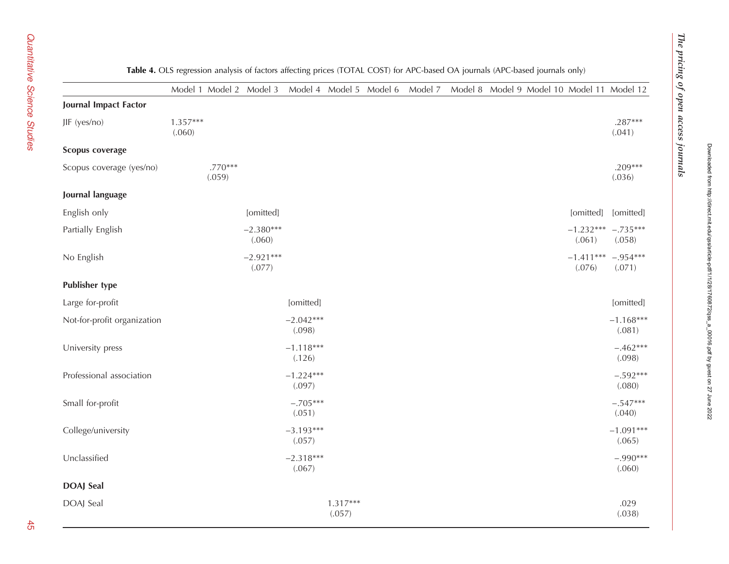**Table 4.** OLS regression analysis of factors affecting prices (TOTAL COST) for APC-based OA journals (APC-based journals only)

| | Model 1 | Model 2 | Model 3 | Model 4 | Model 5 | Model 6 | Model 7 | Model 8 | Model 9 | Model 10 | Model 11 | Model 12 |
|---|---|---|---|---|---|---|---|---|---|---|---|---|
| **Journal Impact Factor** | | | | | | | | | | | | |
| JIF (yes/no) | 1.357*** (.060) | | | | | | | | | | | .287*** (.041) |
| **Scopus coverage** | | | | | | | | | | | | |
| Scopus coverage (yes/no) | | .770*** (.059) | | | | | | | | | | .209*** (.036) |
| **Journal language** | | | | | | | | | | | | |
| English only | | | [omitted] | | | | | | | | [omitted] | [omitted] |
| Partially English | | | −2.380*** (.060) | | | | | | | | −1.232*** (.061) | −.735*** (.058) |
| No English | | | −2.921*** (.077) | | | | | | | | −1.411*** (.076) | −.954*** (.071) |
| **Publisher type** | | | | | | | | | | | | |
| Large for-profit | | | | [omitted] | | | | | | | | [omitted] |
| Not-for-profit organization | | | | −2.042*** (.098) | | | | | | | | −1.168*** (.081) |
| University press | | | | −1.118*** (.126) | | | | | | | | −.462*** (.098) |
| Professional association | | | | −1.224*** (.097) | | | | | | | | −.592*** (.080) |
| Small for-profit | | | | −.705*** (.051) | | | | | | | | −.547*** (.040) |
| College/university | | | | −3.193*** (.057) | | | | | | | | −1.091*** (.065) |
| Unclassified | | | | −2.318*** (.067) | | | | | | | | −.990*** (.060) |
| **DOAJ Seal** | | | | | | | | | | | | |
| DOAJ Seal | | | | | 1.317*** (.057) | | | | | | | .029 (.038) |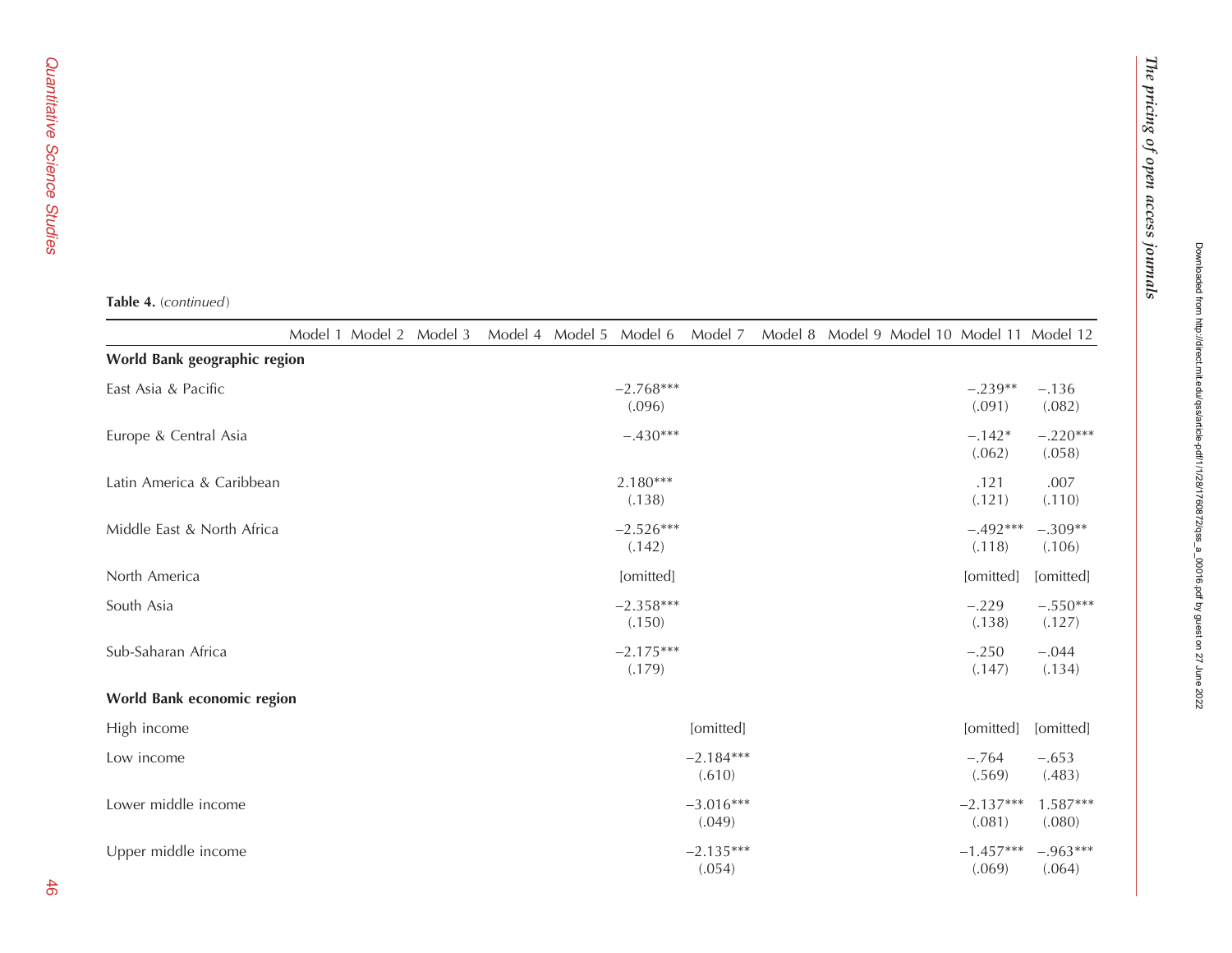**Table 4.** (*continued*)

| | Model 1 | Model 2 | Model 3 | Model 4 | Model 5 | Model 6 | Model 7 | Model 8 | Model 9 | Model 10 | Model 11 | Model 12 |
|---|---|---|---|---|---|---|---|---|---|---|---|---|
| **World Bank geographic region** | | | | | | | | | | | | |
| East Asia & Pacific | | | | | | −2.768***<br>(.096) | | | | | −.239**<br>(.091) | −.136<br>(.082) |
| Europe & Central Asia | | | | | | −.430*** | | | | | −.142*<br>(.062) | −.220***<br>(.058) |
| Latin America & Caribbean | | | | | | 2.180***<br>(.138) | | | | | .121<br>(.121) | .007<br>(.110) |
| Middle East & North Africa | | | | | | −2.526***<br>(.142) | | | | | −.492***<br>(.118) | −.309**<br>(.106) |
| North America | | | | | | [omitted] | | | | | [omitted] | [omitted] |
| South Asia | | | | | | −2.358***<br>(.150) | | | | | −.229<br>(.138) | −.550***<br>(.127) |
| Sub-Saharan Africa | | | | | | −2.175***<br>(.179) | | | | | −.250<br>(.147) | −.044<br>(.134) |
| **World Bank economic region** | | | | | | | | | | | | |
| High income | | | | | | | [omitted] | | | | [omitted] | [omitted] |
| Low income | | | | | | | −2.184***<br>(.610) | | | | −.764<br>(.569) | −.653<br>(.483) |
| Lower middle income | | | | | | | −3.016***<br>(.049) | | | | −2.137***<br>(.081) | 1.587***<br>(.080) |
| Upper middle income | | | | | | | −2.135***<br>(.054) | | | | −1.457***<br>(.069) | −.963***<br>(.064) |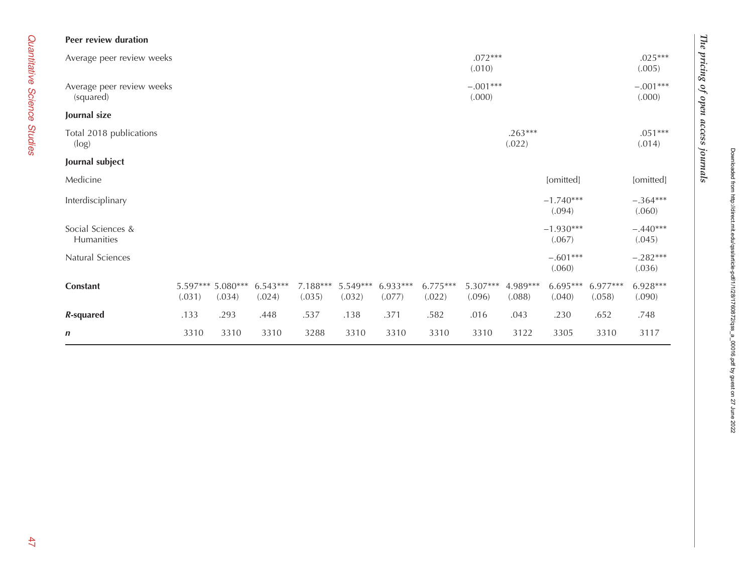| | | | | | | | | | | | | |
|---|---|---|---|---|---|---|---|---|---|---|---|---|
| **Peer review duration** | | | | | | | | | | | | |
| Average peer review weeks | | | | | | | | .072*** | | | | .025*** |
| | | | | | | | | (.010) | | | | (.005) |
| Average peer review weeks (squared) | | | | | | | | −.001*** | | | | −.001*** |
| | | | | | | | | (.000) | | | | (.000) |
| **Journal size** | | | | | | | | | | | | |
| Total 2018 publications (log) | | | | | | | | | .263*** | | | .051*** |
| | | | | | | | | | (.022) | | | (.014) |
| **Journal subject** | | | | | | | | | | | | |
| Medicine | | | | | | | | | | [omitted] | | [omitted] |
| Interdisciplinary | | | | | | | | | | −1.740*** | | −.364*** |
| | | | | | | | | | | (.094) | | (.060) |
| Social Sciences & Humanities | | | | | | | | | | −1.930*** | | −.440*** |
| | | | | | | | | | | (.067) | | (.045) |
| Natural Sciences | | | | | | | | | | −.601*** | | −.282*** |
| | | | | | | | | | | (.060) | | (.036) |
| **Constant** | 5.597*** | 5.080*** | 6.543*** | 7.188*** | 5.549*** | 6.933*** | 6.775*** | 5.307*** | 4.989*** | 6.695*** | 6.977*** | 6.928*** |
| | (.031) | (.034) | (.024) | (.035) | (.032) | (.077) | (.022) | (.096) | (.088) | (.040) | (.058) | (.090) |
| ***R*-squared** | .133 | .293 | .448 | .537 | .138 | .371 | .582 | .016 | .043 | .230 | .652 | .748 |
| ***n*** | 3310 | 3310 | 3310 | 3288 | 3310 | 3310 | 3310 | 3310 | 3122 | 3305 | 3310 | 3117 |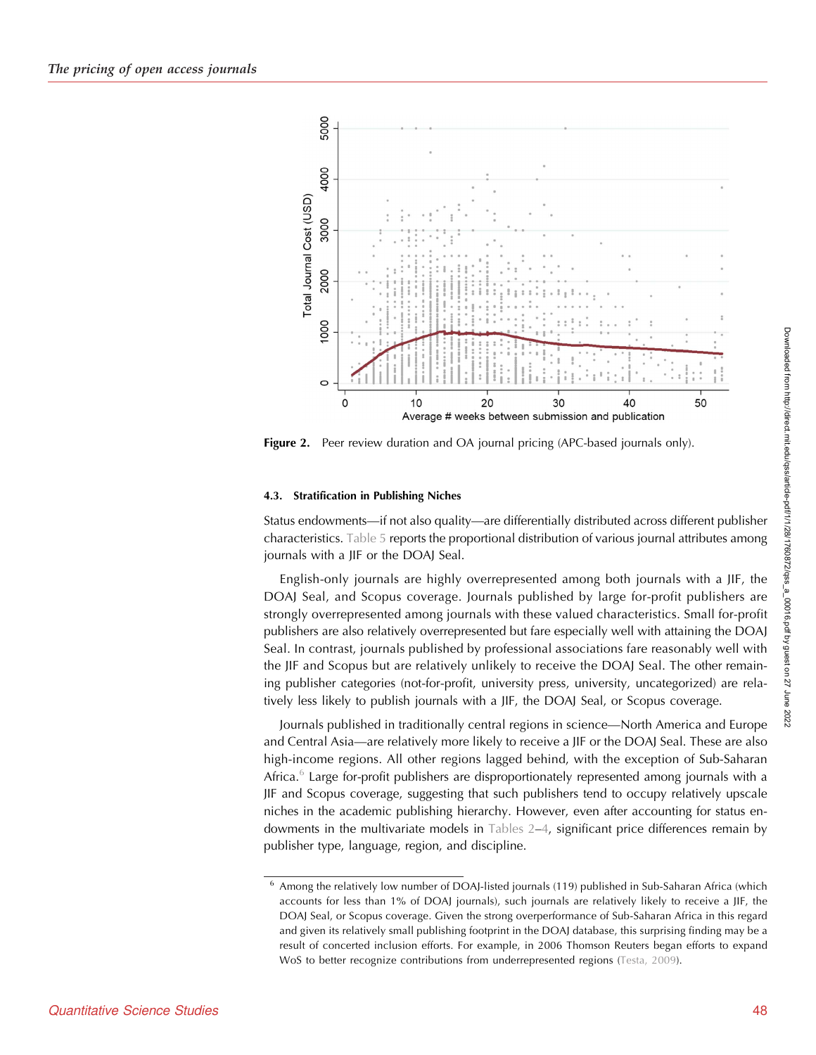Figure 2. Peer review duration and OA journal pricing (APC-based journals only).

### 4.3. Stratification in Publishing Niches

Status endowments—if not also quality—are differentially distributed across different publisher characteristics. Table 5 reports the proportional distribution of various journal attributes among journals with a JIF or the DOAJ Seal.

English-only journals are highly overrepresented among both journals with a JIF, the DOAJ Seal, and Scopus coverage. Journals published by large for-profit publishers are strongly overrepresented among journals with these valued characteristics. Small for-profit publishers are also relatively overrepresented but fare especially well with attaining the DOAJ Seal. In contrast, journals published by professional associations fare reasonably well with the JIF and Scopus but are relatively unlikely to receive the DOAJ Seal. The other remaining publisher categories (not-for-profit, university press, university, uncategorized) are relatively less likely to publish journals with a JIF, the DOAJ Seal, or Scopus coverage.

Journals published in traditionally central regions in science—North America and Europe and Central Asia—are relatively more likely to receive a JIF or the DOAJ Seal. These are also high-income regions. All other regions lagged behind, with the exception of Sub-Saharan Africa.[6] Large for-profit publishers are disproportionately represented among journals with a JIF and Scopus coverage, suggesting that such publishers tend to occupy relatively upscale niches in the academic publishing hierarchy. However, even after accounting for status endowments in the multivariate models in Tables 2–4, significant price differences remain by publisher type, language, region, and discipline.

[6] Among the relatively low number of DOAJ-listed journals (119) published in Sub-Saharan Africa (which accounts for less than 1% of DOAJ journals), such journals are relatively likely to receive a JIF, the DOAJ Seal, or Scopus coverage. Given the strong overperformance of Sub-Saharan Africa in this regard and given its relatively small publishing footprint in the DOAJ database, this surprising finding may be a result of concerted inclusion efforts. For example, in 2006 Thomson Reuters began efforts to expand WoS to better recognize contributions from underrepresented regions (Testa, 2009).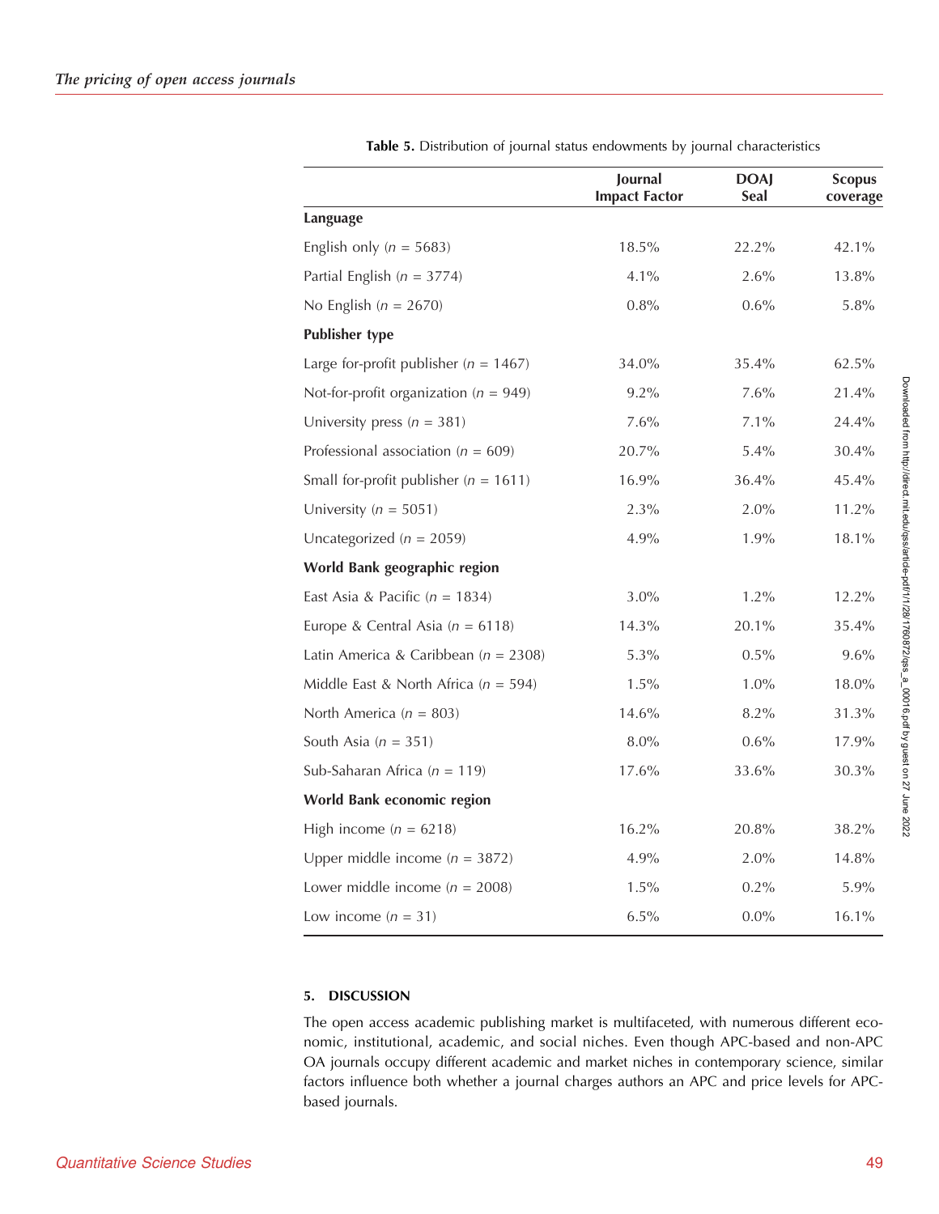**Table 5.** Distribution of journal status endowments by journal characteristics

| | Journal Impact Factor | DOAJ Seal | Scopus coverage |
|---|---|---|---|
| **Language** | | | |
| English only ($n$ = 5683) | 18.5% | 22.2% | 42.1% |
| Partial English ($n$ = 3774) | 4.1% | 2.6% | 13.8% |
| No English ($n$ = 2670) | 0.8% | 0.6% | 5.8% |
| **Publisher type** | | | |
| Large for-profit publisher ($n$ = 1467) | 34.0% | 35.4% | 62.5% |
| Not-for-profit organization ($n$ = 949) | 9.2% | 7.6% | 21.4% |
| University press ($n$ = 381) | 7.6% | 7.1% | 24.4% |
| Professional association ($n$ = 609) | 20.7% | 5.4% | 30.4% |
| Small for-profit publisher ($n$ = 1611) | 16.9% | 36.4% | 45.4% |
| University ($n$ = 5051) | 2.3% | 2.0% | 11.2% |
| Uncategorized ($n$ = 2059) | 4.9% | 1.9% | 18.1% |
| **World Bank geographic region** | | | |
| East Asia & Pacific ($n$ = 1834) | 3.0% | 1.2% | 12.2% |
| Europe & Central Asia ($n$ = 6118) | 14.3% | 20.1% | 35.4% |
| Latin America & Caribbean ($n$ = 2308) | 5.3% | 0.5% | 9.6% |
| Middle East & North Africa ($n$ = 594) | 1.5% | 1.0% | 18.0% |
| North America ($n$ = 803) | 14.6% | 8.2% | 31.3% |
| South Asia ($n$ = 351) | 8.0% | 0.6% | 17.9% |
| Sub-Saharan Africa ($n$ = 119) | 17.6% | 33.6% | 30.3% |
| **World Bank economic region** | | | |
| High income ($n$ = 6218) | 16.2% | 20.8% | 38.2% |
| Upper middle income ($n$ = 3872) | 4.9% | 2.0% | 14.8% |
| Lower middle income ($n$ = 2008) | 1.5% | 0.2% | 5.9% |
| Low income ($n$ = 31) | 6.5% | 0.0% | 16.1% |

## 5. DISCUSSION

The open access academic publishing market is multifaceted, with numerous different economic, institutional, academic, and social niches. Even though APC-based and non-APC OA journals occupy different academic and market niches in contemporary science, similar factors influence both whether a journal charges authors an APC and price levels for APC-based journals.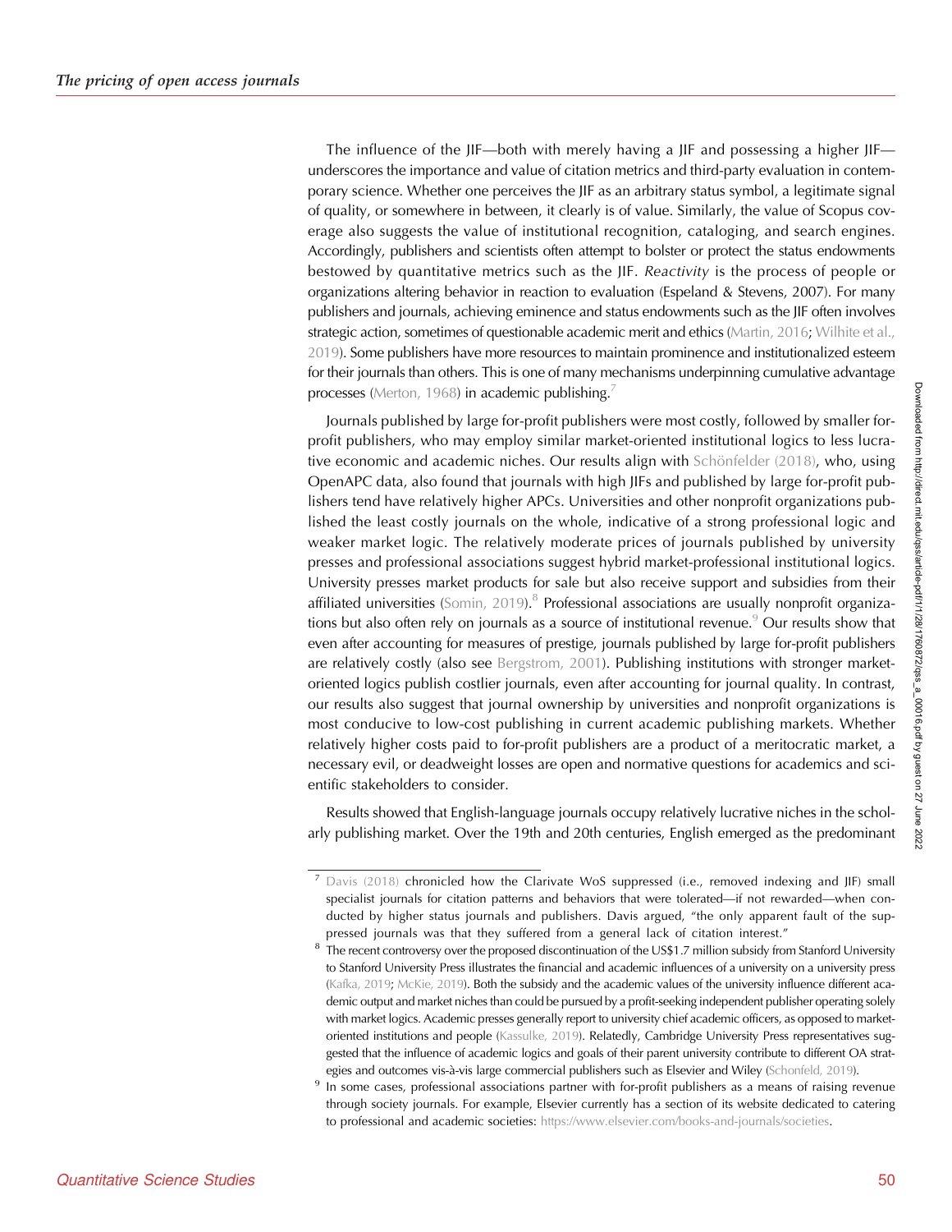The influence of the JIF—both with merely having a JIF and possessing a higher JIF—underscores the importance and value of citation metrics and third-party evaluation in contemporary science. Whether one perceives the JIF as an arbitrary status symbol, a legitimate signal of quality, or somewhere in between, it clearly is of value. Similarly, the value of Scopus coverage also suggests the value of institutional recognition, cataloging, and search engines. Accordingly, publishers and scientists often attempt to bolster or protect the status endowments bestowed by quantitative metrics such as the JIF. *Reactivity* is the process of people or organizations altering behavior in reaction to evaluation (Espeland & Stevens, 2007). For many publishers and journals, achieving eminence and status endowments such as the JIF often involves strategic action, sometimes of questionable academic merit and ethics (Martin, 2016; Wilhite et al., 2019). Some publishers have more resources to maintain prominence and institutionalized esteem for their journals than others. This is one of many mechanisms underpinning cumulative advantage processes (Merton, 1968) in academic publishing.[7]

Journals published by large for-profit publishers were most costly, followed by smaller for-profit publishers, who may employ similar market-oriented institutional logics to less lucrative economic and academic niches. Our results align with Schönfelder (2018), who, using OpenAPC data, also found that journals with high JIFs and published by large for-profit publishers tend have relatively higher APCs. Universities and other nonprofit organizations published the least costly journals on the whole, indicative of a strong professional logic and weaker market logic. The relatively moderate prices of journals published by university presses and professional associations suggest hybrid market-professional institutional logics. University presses market products for sale but also receive support and subsidies from their affiliated universities (Somin, 2019).[8] Professional associations are usually nonprofit organizations but also often rely on journals as a source of institutional revenue.[9] Our results show that even after accounting for measures of prestige, journals published by large for-profit publishers are relatively costly (also see Bergstrom, 2001). Publishing institutions with stronger market-oriented logics publish costlier journals, even after accounting for journal quality. In contrast, our results also suggest that journal ownership by universities and nonprofit organizations is most conducive to low-cost publishing in current academic publishing markets. Whether relatively higher costs paid to for-profit publishers are a product of a meritocratic market, a necessary evil, or deadweight losses are open and normative questions for academics and scientific stakeholders to consider.

Results showed that English-language journals occupy relatively lucrative niches in the scholarly publishing market. Over the 19th and 20th centuries, English emerged as the predominant

---

[7] Davis (2018) chronicled how the Clarivate WoS suppressed (i.e., removed indexing and JIF) small specialist journals for citation patterns and behaviors that were tolerated—if not rewarded—when conducted by higher status journals and publishers. Davis argued, "the only apparent fault of the suppressed journals was that they suffered from a general lack of citation interest."

[8] The recent controversy over the proposed discontinuation of the US$1.7 million subsidy from Stanford University to Stanford University Press illustrates the financial and academic influences of a university on a university press (Kafka, 2019; McKie, 2019). Both the subsidy and the academic values of the university influence different academic output and market niches than could be pursued by a profit-seeking independent publisher operating solely with market logics. Academic presses generally report to university chief academic officers, as opposed to market-oriented institutions and people (Kassulke, 2019). Relatedly, Cambridge University Press representatives suggested that the influence of academic logics and goals of their parent university contribute to different OA strategies and outcomes vis-à-vis large commercial publishers such as Elsevier and Wiley (Schonfeld, 2019).

[9] In some cases, professional associations partner with for-profit publishers as a means of raising revenue through society journals. For example, Elsevier currently has a section of its website dedicated to catering to professional and academic societies: https://www.elsevier.com/books-and-journals/societies.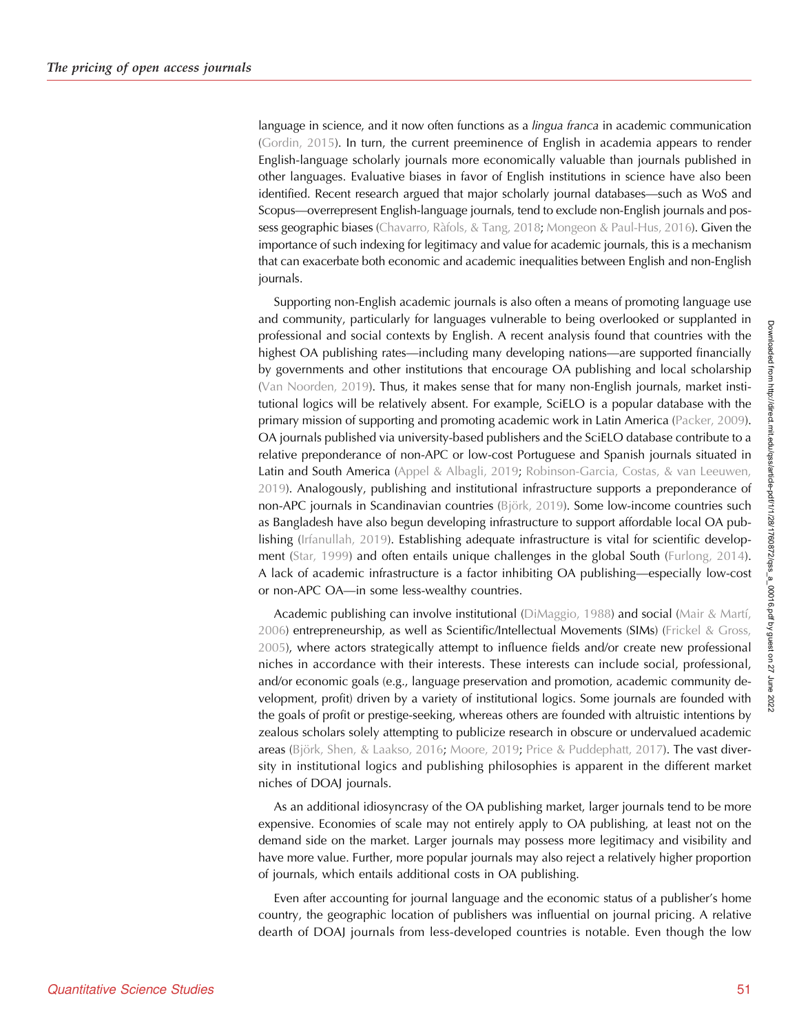language in science, and it now often functions as a *lingua franca* in academic communication (Gordin, 2015). In turn, the current preeminence of English in academia appears to render English-language scholarly journals more economically valuable than journals published in other languages. Evaluative biases in favor of English institutions in science have also been identified. Recent research argued that major scholarly journal databases—such as WoS and Scopus—overrepresent English-language journals, tend to exclude non-English journals and possess geographic biases (Chavarro, Ràfols, & Tang, 2018; Mongeon & Paul-Hus, 2016). Given the importance of such indexing for legitimacy and value for academic journals, this is a mechanism that can exacerbate both economic and academic inequalities between English and non-English journals.

Supporting non-English academic journals is also often a means of promoting language use and community, particularly for languages vulnerable to being overlooked or supplanted in professional and social contexts by English. A recent analysis found that countries with the highest OA publishing rates—including many developing nations—are supported financially by governments and other institutions that encourage OA publishing and local scholarship (Van Noorden, 2019). Thus, it makes sense that for many non-English journals, market institutional logics will be relatively absent. For example, SciELO is a popular database with the primary mission of supporting and promoting academic work in Latin America (Packer, 2009). OA journals published via university-based publishers and the SciELO database contribute to a relative preponderance of non-APC or low-cost Portuguese and Spanish journals situated in Latin and South America (Appel & Albagli, 2019; Robinson-Garcia, Costas, & van Leeuwen, 2019). Analogously, publishing and institutional infrastructure supports a preponderance of non-APC journals in Scandinavian countries (Björk, 2019). Some low-income countries such as Bangladesh have also begun developing infrastructure to support affordable local OA publishing (Irfanullah, 2019). Establishing adequate infrastructure is vital for scientific development (Star, 1999) and often entails unique challenges in the global South (Furlong, 2014). A lack of academic infrastructure is a factor inhibiting OA publishing—especially low-cost or non-APC OA—in some less-wealthy countries.

Academic publishing can involve institutional (DiMaggio, 1988) and social (Mair & Martí, 2006) entrepreneurship, as well as Scientific/Intellectual Movements (SIMs) (Frickel & Gross, 2005), where actors strategically attempt to influence fields and/or create new professional niches in accordance with their interests. These interests can include social, professional, and/or economic goals (e.g., language preservation and promotion, academic community development, profit) driven by a variety of institutional logics. Some journals are founded with the goals of profit or prestige-seeking, whereas others are founded with altruistic intentions by zealous scholars solely attempting to publicize research in obscure or undervalued academic areas (Björk, Shen, & Laakso, 2016; Moore, 2019; Price & Puddephatt, 2017). The vast diversity in institutional logics and publishing philosophies is apparent in the different market niches of DOAJ journals.

As an additional idiosyncrasy of the OA publishing market, larger journals tend to be more expensive. Economies of scale may not entirely apply to OA publishing, at least not on the demand side on the market. Larger journals may possess more legitimacy and visibility and have more value. Further, more popular journals may also reject a relatively higher proportion of journals, which entails additional costs in OA publishing.

Even after accounting for journal language and the economic status of a publisher's home country, the geographic location of publishers was influential on journal pricing. A relative dearth of DOAJ journals from less-developed countries is notable. Even though the low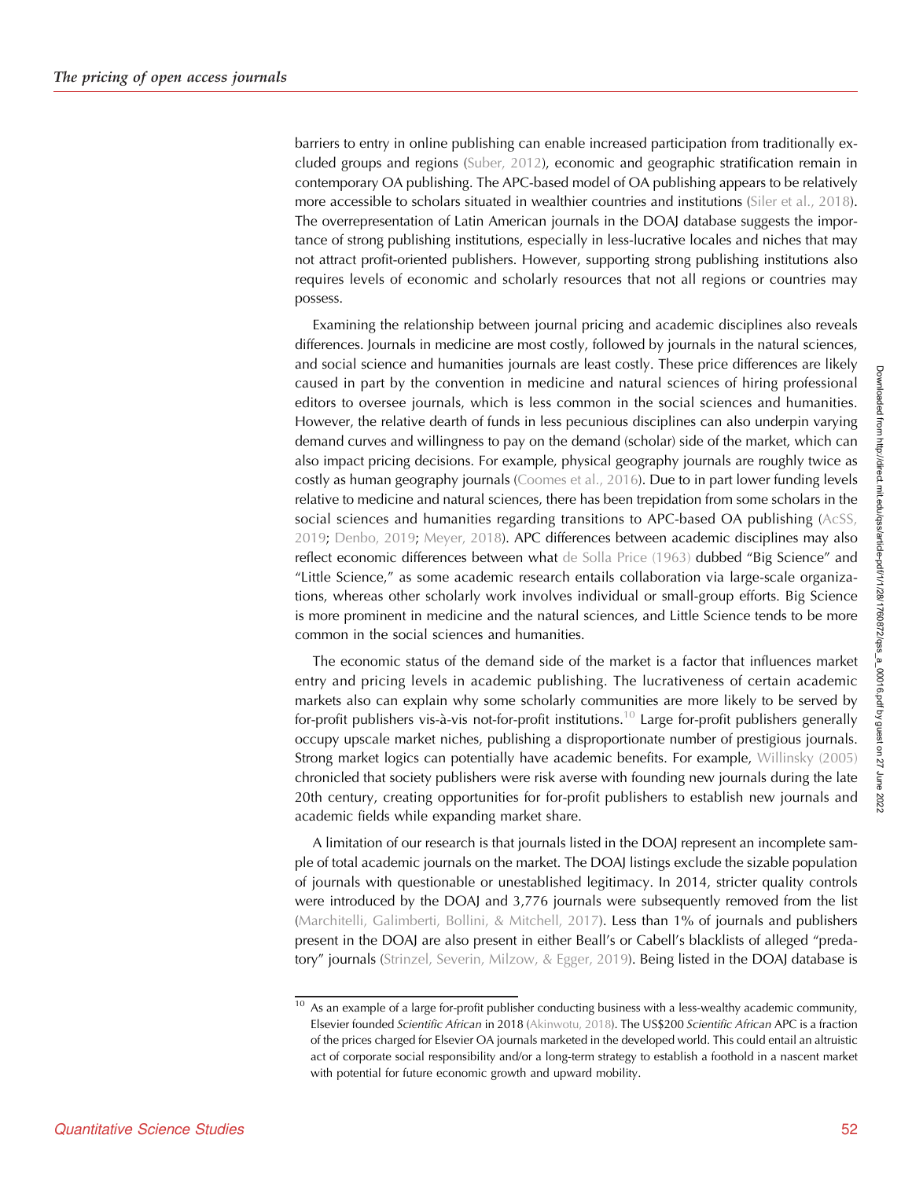barriers to entry in online publishing can enable increased participation from traditionally excluded groups and regions (Suber, 2012), economic and geographic stratification remain in contemporary OA publishing. The APC-based model of OA publishing appears to be relatively more accessible to scholars situated in wealthier countries and institutions (Siler et al., 2018). The overrepresentation of Latin American journals in the DOAJ database suggests the importance of strong publishing institutions, especially in less-lucrative locales and niches that may not attract profit-oriented publishers. However, supporting strong publishing institutions also requires levels of economic and scholarly resources that not all regions or countries may possess.

Examining the relationship between journal pricing and academic disciplines also reveals differences. Journals in medicine are most costly, followed by journals in the natural sciences, and social science and humanities journals are least costly. These price differences are likely caused in part by the convention in medicine and natural sciences of hiring professional editors to oversee journals, which is less common in the social sciences and humanities. However, the relative dearth of funds in less pecunious disciplines can also underpin varying demand curves and willingness to pay on the demand (scholar) side of the market, which can also impact pricing decisions. For example, physical geography journals are roughly twice as costly as human geography journals (Coomes et al., 2016). Due to in part lower funding levels relative to medicine and natural sciences, there has been trepidation from some scholars in the social sciences and humanities regarding transitions to APC-based OA publishing (AcSS, 2019; Denbo, 2019; Meyer, 2018). APC differences between academic disciplines may also reflect economic differences between what de Solla Price (1963) dubbed "Big Science" and "Little Science," as some academic research entails collaboration via large-scale organizations, whereas other scholarly work involves individual or small-group efforts. Big Science is more prominent in medicine and the natural sciences, and Little Science tends to be more common in the social sciences and humanities.

The economic status of the demand side of the market is a factor that influences market entry and pricing levels in academic publishing. The lucrativeness of certain academic markets also can explain why some scholarly communities are more likely to be served by for-profit publishers vis-à-vis not-for-profit institutions.[10] Large for-profit publishers generally occupy upscale market niches, publishing a disproportionate number of prestigious journals. Strong market logics can potentially have academic benefits. For example, Willinsky (2005) chronicled that society publishers were risk averse with founding new journals during the late 20th century, creating opportunities for for-profit publishers to establish new journals and academic fields while expanding market share.

A limitation of our research is that journals listed in the DOAJ represent an incomplete sample of total academic journals on the market. The DOAJ listings exclude the sizable population of journals with questionable or unestablished legitimacy. In 2014, stricter quality controls were introduced by the DOAJ and 3,776 journals were subsequently removed from the list (Marchitelli, Galimberti, Bollini, & Mitchell, 2017). Less than 1% of journals and publishers present in the DOAJ are also present in either Beall's or Cabell's blacklists of alleged "predatory" journals (Strinzel, Severin, Milzow, & Egger, 2019). Being listed in the DOAJ database is

[10] As an example of a large for-profit publisher conducting business with a less-wealthy academic community, Elsevier founded *Scientific African* in 2018 (Akinwotu, 2018). The US$200 *Scientific African* APC is a fraction of the prices charged for Elsevier OA journals marketed in the developed world. This could entail an altruistic act of corporate social responsibility and/or a long-term strategy to establish a foothold in a nascent market with potential for future economic growth and upward mobility.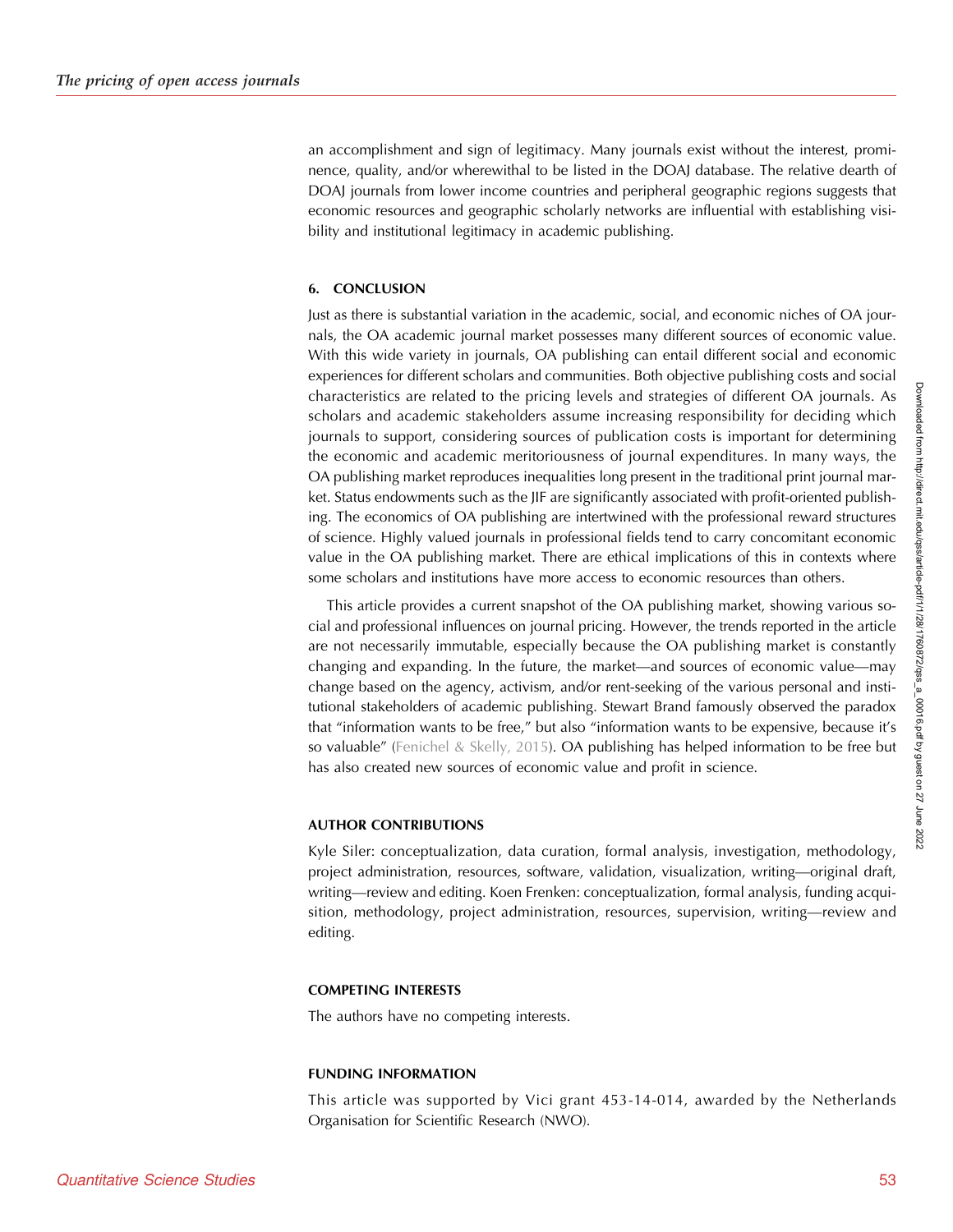an accomplishment and sign of legitimacy. Many journals exist without the interest, prominence, quality, and/or wherewithal to be listed in the DOAJ database. The relative dearth of DOAJ journals from lower income countries and peripheral geographic regions suggests that economic resources and geographic scholarly networks are influential with establishing visibility and institutional legitimacy in academic publishing.

## 6. CONCLUSION

Just as there is substantial variation in the academic, social, and economic niches of OA journals, the OA academic journal market possesses many different sources of economic value. With this wide variety in journals, OA publishing can entail different social and economic experiences for different scholars and communities. Both objective publishing costs and social characteristics are related to the pricing levels and strategies of different OA journals. As scholars and academic stakeholders assume increasing responsibility for deciding which journals to support, considering sources of publication costs is important for determining the economic and academic meritoriousness of journal expenditures. In many ways, the OA publishing market reproduces inequalities long present in the traditional print journal market. Status endowments such as the JIF are significantly associated with profit-oriented publishing. The economics of OA publishing are intertwined with the professional reward structures of science. Highly valued journals in professional fields tend to carry concomitant economic value in the OA publishing market. There are ethical implications of this in contexts where some scholars and institutions have more access to economic resources than others.

This article provides a current snapshot of the OA publishing market, showing various social and professional influences on journal pricing. However, the trends reported in the article are not necessarily immutable, especially because the OA publishing market is constantly changing and expanding. In the future, the market—and sources of economic value—may change based on the agency, activism, and/or rent-seeking of the various personal and institutional stakeholders of academic publishing. Stewart Brand famously observed the paradox that "information wants to be free," but also "information wants to be expensive, because it's so valuable" (Fenichel & Skelly, 2015). OA publishing has helped information to be free but has also created new sources of economic value and profit in science.

## AUTHOR CONTRIBUTIONS

Kyle Siler: conceptualization, data curation, formal analysis, investigation, methodology, project administration, resources, software, validation, visualization, writing—original draft, writing—review and editing. Koen Frenken: conceptualization, formal analysis, funding acquisition, methodology, project administration, resources, supervision, writing—review and editing.

## COMPETING INTERESTS

The authors have no competing interests.

## FUNDING INFORMATION

This article was supported by Vici grant 453-14-014, awarded by the Netherlands Organisation for Scientific Research (NWO).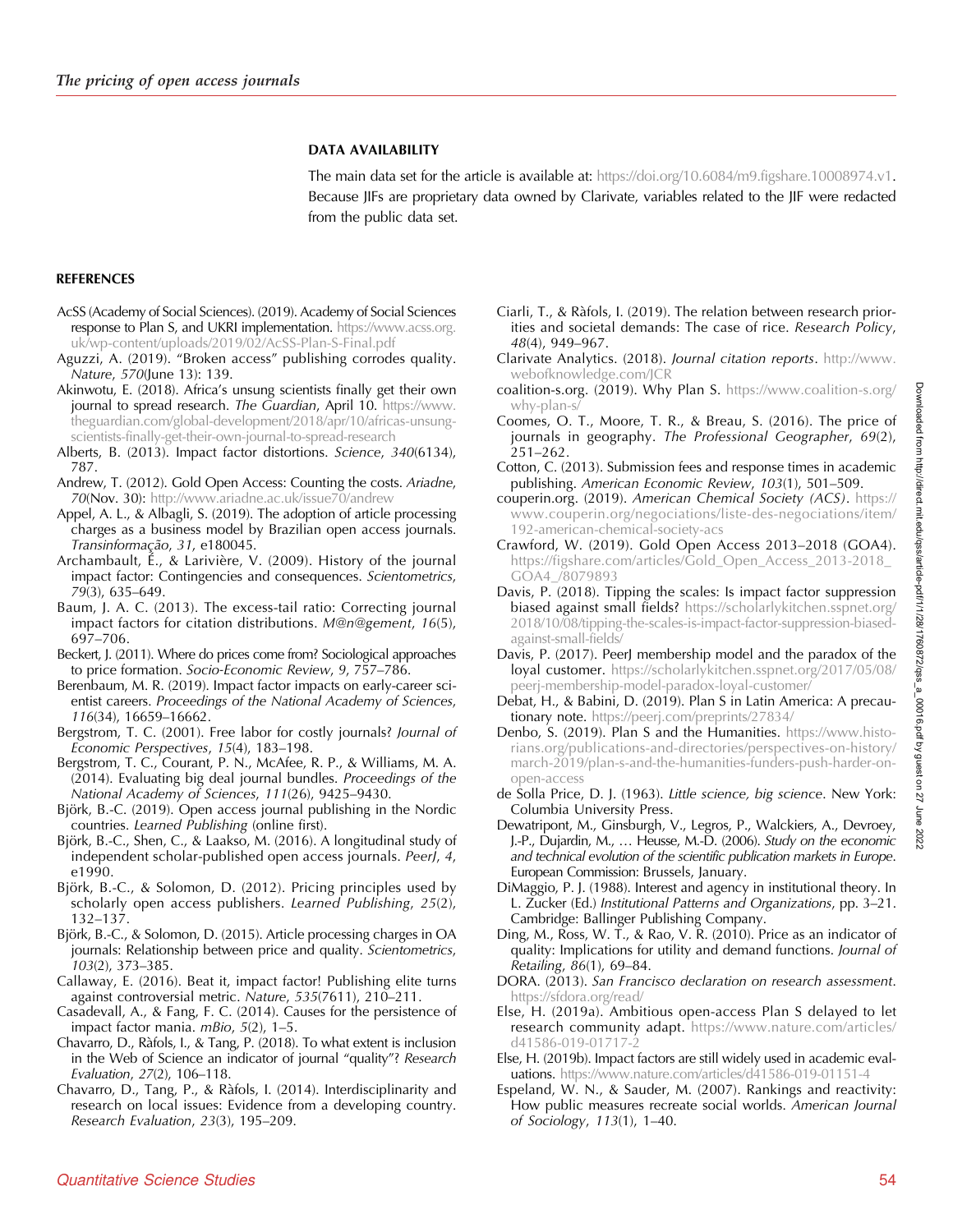## DATA AVAILABILITY

The main data set for the article is available at: https://doi.org/10.6084/m9.figshare.10008974.v1. Because JIFs are proprietary data owned by Clarivate, variables related to the JIF were redacted from the public data set.

## REFERENCES

AcSS (Academy of Social Sciences). (2019). Academy of Social Sciences response to Plan S, and UKRI implementation. https://www.acss.org.uk/wp-content/uploads/2019/02/AcSS-Plan-S-Final.pdf

Aguzzi, A. (2019). "Broken access" publishing corrodes quality. *Nature*, *570*(June 13): 139.

Akinwotu, E. (2018). Africa's unsung scientists finally get their own journal to spread research. *The Guardian*, April 10. https://www.theguardian.com/global-development/2018/apr/10/africas-unsung-scientists-finally-get-their-own-journal-to-spread-research

Alberts, B. (2013). Impact factor distortions. *Science*, *340*(6134), 787.

Andrew, T. (2012). Gold Open Access: Counting the costs. *Ariadne*, *70*(Nov. 30): http://www.ariadne.ac.uk/issue70/andrew

Appel, A. L., & Albagli, S. (2019). The adoption of article processing charges as a business model by Brazilian open access journals. *Transinformação*, *31*, e180045.

Archambault, É., & Larivière, V. (2009). History of the journal impact factor: Contingencies and consequences. *Scientometrics*, *79*(3), 635–649.

Baum, J. A. C. (2013). The excess-tail ratio: Correcting journal impact factors for citation distributions. *M@n@gement*, *16*(5), 697–706.

Beckert, J. (2011). Where do prices come from? Sociological approaches to price formation. *Socio-Economic Review*, *9*, 757–786.

Berenbaum, M. R. (2019). Impact factor impacts on early-career scientist careers. *Proceedings of the National Academy of Sciences*, *116*(34), 16659–16662.

Bergstrom, T. C. (2001). Free labor for costly journals? *Journal of Economic Perspectives*, *15*(4), 183–198.

Bergstrom, T. C., Courant, P. N., McAfee, R. P., & Williams, M. A. (2014). Evaluating big deal journal bundles. *Proceedings of the National Academy of Sciences*, *111*(26), 9425–9430.

Björk, B.-C. (2019). Open access journal publishing in the Nordic countries. *Learned Publishing* (online first).

Björk, B.-C., Shen, C., & Laakso, M. (2016). A longitudinal study of independent scholar-published open access journals. *PeerJ*, *4*, e1990.

Björk, B.-C., & Solomon, D. (2012). Pricing principles used by scholarly open access publishers. *Learned Publishing*, *25*(2), 132–137.

Björk, B.-C., & Solomon, D. (2015). Article processing charges in OA journals: Relationship between price and quality. *Scientometrics*, *103*(2), 373–385.

Callaway, E. (2016). Beat it, impact factor! Publishing elite turns against controversial metric. *Nature*, *535*(7611), 210–211.

Casadevall, A., & Fang, F. C. (2014). Causes for the persistence of impact factor mania. *mBio*, *5*(2), 1–5.

Chavarro, D., Ràfols, I., & Tang, P. (2018). To what extent is inclusion in the Web of Science an indicator of journal "quality"? *Research Evaluation*, *27*(2), 106–118.

Chavarro, D., Tang, P., & Ràfols, I. (2014). Interdisciplinarity and research on local issues: Evidence from a developing country. *Research Evaluation*, *23*(3), 195–209.

Ciarli, T., & Ràfols, I. (2019). The relation between research priorities and societal demands: The case of rice. *Research Policy*, *48*(4), 949–967.

Clarivate Analytics. (2018). *Journal citation reports*. http://www.webofknowledge.com/JCR

coalition-s.org. (2019). Why Plan S. https://www.coalition-s.org/why-plan-s/

Coomes, O. T., Moore, T. R., & Breau, S. (2016). The price of journals in geography. *The Professional Geographer*, *69*(2), 251–262.

Cotton, C. (2013). Submission fees and response times in academic publishing. *American Economic Review*, *103*(1), 501–509.

couperin.org. (2019). *American Chemical Society (ACS)*. https://www.couperin.org/negociations/liste-des-negociations/item/192-american-chemical-society-acs

Crawford, W. (2019). Gold Open Access 2013–2018 (GOA4). https://figshare.com/articles/Gold_Open_Access_2013-2018_GOA4_/8079893

Davis, P. (2018). Tipping the scales: Is impact factor suppression biased against small fields? https://scholarlykitchen.sspnet.org/2018/10/08/tipping-the-scales-is-impact-factor-suppression-biased-against-small-fields/

Davis, P. (2017). PeerJ membership model and the paradox of the loyal customer. https://scholarlykitchen.sspnet.org/2017/05/08/peerj-membership-model-paradox-loyal-customer/

Debat, H., & Babini, D. (2019). Plan S in Latin America: A precautionary note. https://peerj.com/preprints/27834/

Denbo, S. (2019). Plan S and the Humanities. https://www.historians.org/publications-and-directories/perspectives-on-history/march-2019/plan-s-and-the-humanities-funders-push-harder-on-open-access

de Solla Price, D. J. (1963). *Little science, big science*. New York: Columbia University Press.

Dewatripont, M., Ginsburgh, V., Legros, P., Walckiers, A., Devroey, J.-P., Dujardin, M., … Heusse, M.-D. (2006). *Study on the economic and technical evolution of the scientific publication markets in Europe*. European Commission: Brussels, January.

DiMaggio, P. J. (1988). Interest and agency in institutional theory. In L. Zucker (Ed.) *Institutional Patterns and Organizations*, pp. 3–21. Cambridge: Ballinger Publishing Company.

Ding, M., Ross, W. T., & Rao, V. R. (2010). Price as an indicator of quality: Implications for utility and demand functions. *Journal of Retailing*, *86*(1), 69–84.

DORA. (2013). *San Francisco declaration on research assessment*. https://sfdora.org/read/

Else, H. (2019a). Ambitious open-access Plan S delayed to let research community adapt. https://www.nature.com/articles/d41586-019-01717-2

Else, H. (2019b). Impact factors are still widely used in academic evaluations. https://www.nature.com/articles/d41586-019-01151-4

Espeland, W. N., & Sauder, M. (2007). Rankings and reactivity: How public measures recreate social worlds. *American Journal of Sociology*, *113*(1), 1–40.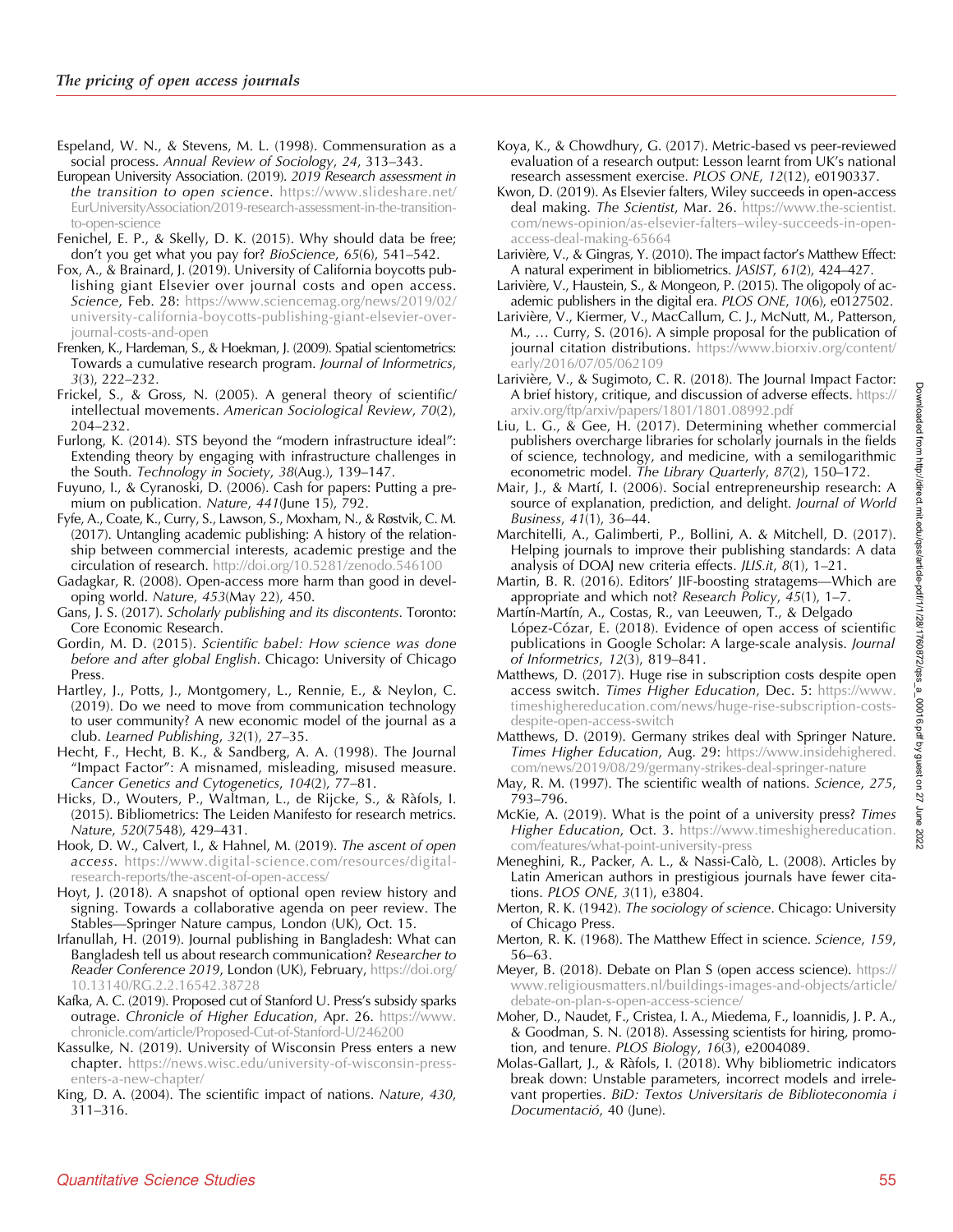Espeland, W. N., & Stevens, M. L. (1998). Commensuration as a social process. *Annual Review of Sociology*, *24*, 313–343.

European University Association. (2019). *2019 Research assessment in the transition to open science*. https://www.slideshare.net/EurUniversityAssociation/2019-research-assessment-in-the-transition-to-open-science

Fenichel, E. P., & Skelly, D. K. (2015). Why should data be free; don't you get what you pay for? *BioScience*, *65*(6), 541–542.

Fox, A., & Brainard, J. (2019). University of California boycotts publishing giant Elsevier over journal costs and open access. *Science*, Feb. 28: https://www.sciencemag.org/news/2019/02/university-california-boycotts-publishing-giant-elsevier-over-journal-costs-and-open

Frenken, K., Hardeman, S., & Hoekman, J. (2009). Spatial scientometrics: Towards a cumulative research program. *Journal of Informetrics*, *3*(3), 222–232.

Frickel, S., & Gross, N. (2005). A general theory of scientific/intellectual movements. *American Sociological Review*, *70*(2), 204–232.

Furlong, K. (2014). STS beyond the "modern infrastructure ideal": Extending theory by engaging with infrastructure challenges in the South. *Technology in Society*, *38*(Aug.), 139–147.

Fuyuno, I., & Cyranoski, D. (2006). Cash for papers: Putting a premium on publication. *Nature*, *441*(June 15), 792.

Fyfe, A., Coate, K., Curry, S., Lawson, S., Moxham, N., & Røstvik, C. M. (2017). Untangling academic publishing: A history of the relationship between commercial interests, academic prestige and the circulation of research. http://doi.org/10.5281/zenodo.546100

Gadagkar, R. (2008). Open-access more harm than good in developing world. *Nature*, *453*(May 22), 450.

Gans, J. S. (2017). *Scholarly publishing and its discontents*. Toronto: Core Economic Research.

Gordin, M. D. (2015). *Scientific babel: How science was done before and after global English*. Chicago: University of Chicago Press.

Hartley, J., Potts, J., Montgomery, L., Rennie, E., & Neylon, C. (2019). Do we need to move from communication technology to user community? A new economic model of the journal as a club. *Learned Publishing*, *32*(1), 27–35.

Hecht, F., Hecht, B. K., & Sandberg, A. A. (1998). The Journal "Impact Factor": A misnamed, misleading, misused measure. *Cancer Genetics and Cytogenetics*, *104*(2), 77–81.

Hicks, D., Wouters, P., Waltman, L., de Rijcke, S., & Ràfols, I. (2015). Bibliometrics: The Leiden Manifesto for research metrics. *Nature*, *520*(7548), 429–431.

Hook, D. W., Calvert, I., & Hahnel, M. (2019). *The ascent of open access*. https://www.digital-science.com/resources/digital-research-reports/the-ascent-of-open-access/

Hoyt, J. (2018). A snapshot of optional open review history and signing. Towards a collaborative agenda on peer review. The Stables—Springer Nature campus, London (UK), Oct. 15.

Irfanullah, H. (2019). Journal publishing in Bangladesh: What can Bangladesh tell us about research communication? *Researcher to Reader Conference 2019*, London (UK), February, https://doi.org/10.13140/RG.2.2.16542.38728

Kafka, A. C. (2019). Proposed cut of Stanford U. Press's subsidy sparks outrage. *Chronicle of Higher Education*, Apr. 26. https://www.chronicle.com/article/Proposed-Cut-of-Stanford-U/246200

Kassulke, N. (2019). University of Wisconsin Press enters a new chapter. https://news.wisc.edu/university-of-wisconsin-press-enters-a-new-chapter/

King, D. A. (2004). The scientific impact of nations. *Nature*, *430*, 311–316.

Koya, K., & Chowdhury, G. (2017). Metric-based vs peer-reviewed evaluation of a research output: Lesson learnt from UK's national research assessment exercise. *PLOS ONE*, *12*(12), e0190337.

Kwon, D. (2019). As Elsevier falters, Wiley succeeds in open-access deal making. *The Scientist*, Mar. 26. https://www.the-scientist.com/news-opinion/as-elsevier-falters--wiley-succeeds-in-open-access-deal-making-65664

Larivière, V., & Gingras, Y. (2010). The impact factor's Matthew Effect: A natural experiment in bibliometrics. *JASIST*, *61*(2), 424–427.

Larivière, V., Haustein, S., & Mongeon, P. (2015). The oligopoly of academic publishers in the digital era. *PLOS ONE*, *10*(6), e0127502.

Larivière, V., Kiermer, V., MacCallum, C. J., McNutt, M., Patterson, M., … Curry, S. (2016). A simple proposal for the publication of journal citation distributions. https://www.biorxiv.org/content/early/2016/07/05/062109

Larivière, V., & Sugimoto, C. R. (2018). The Journal Impact Factor: A brief history, critique, and discussion of adverse effects. https://arxiv.org/ftp/arxiv/papers/1801/1801.08992.pdf

Liu, L. G., & Gee, H. (2017). Determining whether commercial publishers overcharge libraries for scholarly journals in the fields of science, technology, and medicine, with a semilogarithmic econometric model. *The Library Quarterly*, *87*(2), 150–172.

Mair, J., & Martí, I. (2006). Social entrepreneurship research: A source of explanation, prediction, and delight. *Journal of World Business*, *41*(1), 36–44.

Marchitelli, A., Galimberti, P., Bollini, A. & Mitchell, D. (2017). Helping journals to improve their publishing standards: A data analysis of DOAJ new criteria effects. *JLIS.it*, *8*(1), 1–21.

Martin, B. R. (2016). Editors' JIF-boosting stratagems—Which are appropriate and which not? *Research Policy*, *45*(1), 1–7.

Martín-Martín, A., Costas, R., van Leeuwen, T., & Delgado López-Cózar, E. (2018). Evidence of open access of scientific publications in Google Scholar: A large-scale analysis. *Journal of Informetrics*, *12*(3), 819–841.

Matthews, D. (2017). Huge rise in subscription costs despite open access switch. *Times Higher Education*, Dec. 5: https://www.timeshighereducation.com/news/huge-rise-subscription-costs-despite-open-access-switch

Matthews, D. (2019). Germany strikes deal with Springer Nature. *Times Higher Education*, Aug. 29: https://www.insidehighered.com/news/2019/08/29/germany-strikes-deal-springer-nature

May, R. M. (1997). The scientific wealth of nations. *Science*, *275*, 793–796.

McKie, A. (2019). What is the point of a university press? *Times Higher Education*, Oct. 3. https://www.timeshighereducation.com/features/what-point-university-press

Meneghini, R., Packer, A. L., & Nassi-Calò, L. (2008). Articles by Latin American authors in prestigious journals have fewer citations. *PLOS ONE*, *3*(11), e3804.

Merton, R. K. (1942). *The sociology of science*. Chicago: University of Chicago Press.

Merton, R. K. (1968). The Matthew Effect in science. *Science*, *159*, 56–63.

Meyer, B. (2018). Debate on Plan S (open access science). https://www.religiousmatters.nl/buildings-images-and-objects/article/debate-on-plan-s-open-access-science/

Moher, D., Naudet, F., Cristea, I. A., Miedema, F., Ioannidis, J. P. A., & Goodman, S. N. (2018). Assessing scientists for hiring, promotion, and tenure. *PLOS Biology*, *16*(3), e2004089.

Molas-Gallart, J., & Ràfols, I. (2018). Why bibliometric indicators break down: Unstable parameters, incorrect models and irrelevant properties. *BiD: Textos Universitaris de Biblioteconomia i Documentació*, 40 (June).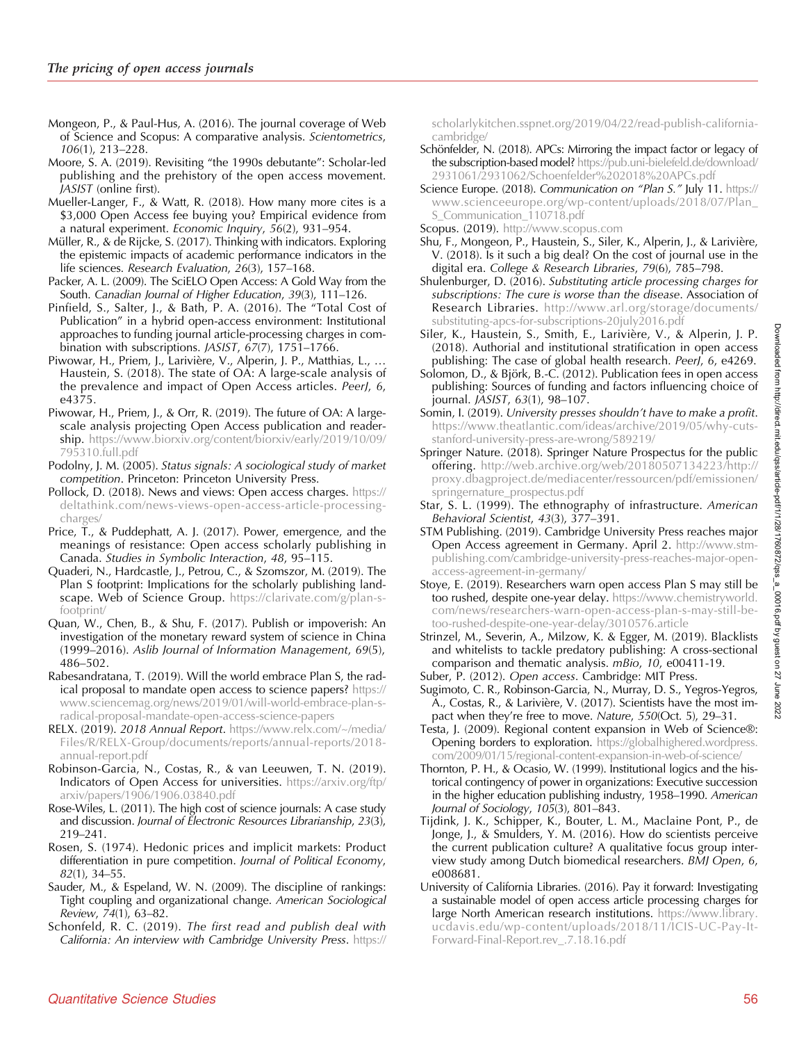Mongeon, P., & Paul-Hus, A. (2016). The journal coverage of Web of Science and Scopus: A comparative analysis. *Scientometrics*, *106*(1), 213–228.

Moore, S. A. (2019). Revisiting "the 1990s debutante": Scholar-led publishing and the prehistory of the open access movement. *JASIST* (online first).

Mueller-Langer, F., & Watt, R. (2018). How many more cites is a $3,000 Open Access fee buying you? Empirical evidence from a natural experiment. *Economic Inquiry*, *56*(2), 931–954.

Müller, R., & de Rijcke, S. (2017). Thinking with indicators. Exploring the epistemic impacts of academic performance indicators in the life sciences. *Research Evaluation*, *26*(3), 157–168.

Packer, A. L. (2009). The SciELO Open Access: A Gold Way from the South. *Canadian Journal of Higher Education*, *39*(3), 111–126.

Pinfield, S., Salter, J., & Bath, P. A. (2016). The "Total Cost of Publication" in a hybrid open-access environment: Institutional approaches to funding journal article-processing charges in combination with subscriptions. *JASIST*, *67*(7), 1751–1766.

Piwowar, H., Priem, J., Larivière, V., Alperin, J. P., Matthias, L., … Haustein, S. (2018). The state of OA: A large-scale analysis of the prevalence and impact of Open Access articles. *PeerJ*, *6*, e4375.

Piwowar, H., Priem, J., & Orr, R. (2019). The future of OA: A large-scale analysis projecting Open Access publication and readership. https://www.biorxiv.org/content/biorxiv/early/2019/10/09/795310.full.pdf

Podolny, J. M. (2005). *Status signals: A sociological study of market competition*. Princeton: Princeton University Press.

Pollock, D. (2018). News and views: Open access charges. https://deltathink.com/news-views-open-access-article-processing-charges/

Price, T., & Puddephatt, A. J. (2017). Power, emergence, and the meanings of resistance: Open access scholarly publishing in Canada. *Studies in Symbolic Interaction*, *48*, 95–115.

Quaderi, N., Hardcastle, J., Petrou, C., & Szomszor, M. (2019). The Plan S footprint: Implications for the scholarly publishing landscape. Web of Science Group. https://clarivate.com/g/plan-s-footprint/

Quan, W., Chen, B., & Shu, F. (2017). Publish or impoverish: An investigation of the monetary reward system of science in China (1999–2016). *Aslib Journal of Information Management*, *69*(5), 486–502.

Rabesandratana, T. (2019). Will the world embrace Plan S, the radical proposal to mandate open access to science papers? https://www.sciencemag.org/news/2019/01/will-world-embrace-plan-s-radical-proposal-mandate-open-access-science-papers

RELX. (2019). *2018 Annual Report*. https://www.relx.com/~/media/Files/R/RELX-Group/documents/reports/annual-reports/2018-annual-report.pdf

Robinson-Garcia, N., Costas, R., & van Leeuwen, T. N. (2019). Indicators of Open Access for universities. https://arxiv.org/ftp/arxiv/papers/1906/1906.03840.pdf

Rose-Wiles, L. (2011). The high cost of science journals: A case study and discussion. *Journal of Electronic Resources Librarianship*, *23*(3), 219–241.

Rosen, S. (1974). Hedonic prices and implicit markets: Product differentiation in pure competition. *Journal of Political Economy*, *82*(1), 34–55.

Sauder, M., & Espeland, W. N. (2009). The discipline of rankings: Tight coupling and organizational change. *American Sociological Review*, *74*(1), 63–82.

Schonfeld, R. C. (2019). *The first read and publish deal with California: An interview with Cambridge University Press*. https://scholarlykitchen.sspnet.org/2019/04/22/read-publish-california-cambridge/

Schönfelder, N. (2018). APCs: Mirroring the impact factor or legacy of the subscription-based model? https://pub.uni-bielefeld.de/download/2931061/2931062/Schoenfelder%202018%20APCs.pdf

Science Europe. (2018). *Communication on "Plan S."* July 11. https://www.scienceeurope.org/wp-content/uploads/2018/07/Plan_S_Communication_110718.pdf

Scopus. (2019). http://www.scopus.com

Shu, F., Mongeon, P., Haustein, S., Siler, K., Alperin, J., & Larivière, V. (2018). Is it such a big deal? On the cost of journal use in the digital era. *College & Research Libraries*, *79*(6), 785–798.

Shulenburger, D. (2016). *Substituting article processing charges for subscriptions: The cure is worse than the disease*. Association of Research Libraries. http://www.arl.org/storage/documents/substituting-apcs-for-subscriptions-20july2016.pdf

Siler, K., Haustein, S., Smith, E., Larivière, V., & Alperin, J. P. (2018). Authorial and institutional stratification in open access publishing: The case of global health research. *PeerJ*, *6*, e4269.

Solomon, D., & Björk, B.-C. (2012). Publication fees in open access publishing: Sources of funding and factors influencing choice of journal. *JASIST*, *63*(1), 98–107.

Somin, I. (2019). *University presses shouldn't have to make a profit*. https://www.theatlantic.com/ideas/archive/2019/05/why-cuts-stanford-university-press-are-wrong/589219/

Springer Nature. (2018). Springer Nature Prospectus for the public offering. http://web.archive.org/web/20180507134223/http://proxy.dbagproject.de/mediacenter/ressourcen/pdf/emissionen/springernature_prospectus.pdf

Star, S. L. (1999). The ethnography of infrastructure. *American Behavioral Scientist*, *43*(3), 377–391.

STM Publishing. (2019). Cambridge University Press reaches major Open Access agreement in Germany. April 2. http://www.stm-publishing.com/cambridge-university-press-reaches-major-open-access-agreement-in-germany/

Stoye, E. (2019). Researchers warn open access Plan S may still be too rushed, despite one-year delay. https://www.chemistryworld.com/news/researchers-warn-open-access-plan-s-may-still-be-too-rushed-despite-one-year-delay/3010576.article

Strinzel, M., Severin, A., Milzow, K. & Egger, M. (2019). Blacklists and whitelists to tackle predatory publishing: A cross-sectional comparison and thematic analysis. *mBio*, *10*, e00411-19.

Suber, P. (2012). *Open access*. Cambridge: MIT Press.

Sugimoto, C. R., Robinson-Garcia, N., Murray, D. S., Yegros-Yegros, A., Costas, R., & Larivière, V. (2017). Scientists have the most impact when they're free to move. *Nature*, *550*(Oct. 5), 29–31.

Testa, J. (2009). Regional content expansion in Web of Science®: Opening borders to exploration. https://globalhighered.wordpress.com/2009/01/15/regional-content-expansion-in-web-of-science/

Thornton, P. H., & Ocasio, W. (1999). Institutional logics and the historical contingency of power in organizations: Executive succession in the higher education publishing industry, 1958–1990. *American Journal of Sociology*, *105*(3), 801–843.

Tijdink, J. K., Schipper, K., Bouter, L. M., Maclaine Pont, P., de Jonge, J., & Smulders, Y. M. (2016). How do scientists perceive the current publication culture? A qualitative focus group interview study among Dutch biomedical researchers. *BMJ Open*, *6*, e008681.

University of California Libraries. (2016). Pay it forward: Investigating a sustainable model of open access article processing charges for large North American research institutions. https://www.library.ucdavis.edu/wp-content/uploads/2018/11/ICIS-UC-Pay-It-Forward-Final-Report.rev_.7.18.16.pdf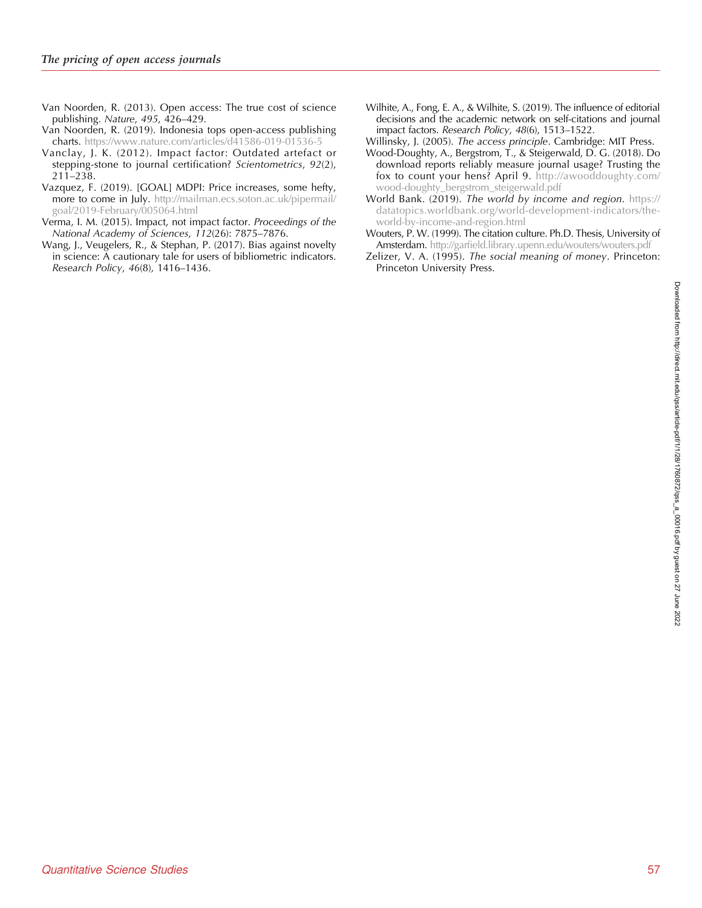Van Noorden, R. (2013). Open access: The true cost of science publishing. *Nature*, *495*, 426–429.

Van Noorden, R. (2019). Indonesia tops open-access publishing charts. https://www.nature.com/articles/d41586-019-01536-5

Vanclay, J. K. (2012). Impact factor: Outdated artefact or stepping-stone to journal certification? *Scientometrics*, *92*(2), 211–238.

Vazquez, F. (2019). [GOAL] MDPI: Price increases, some hefty, more to come in July. http://mailman.ecs.soton.ac.uk/pipermail/goal/2019-February/005064.html

Verma, I. M. (2015). Impact, not impact factor. *Proceedings of the National Academy of Sciences*, *112*(26): 7875–7876.

Wang, J., Veugelers, R., & Stephan, P. (2017). Bias against novelty in science: A cautionary tale for users of bibliometric indicators. *Research Policy*, *46*(8), 1416–1436.

Wilhite, A., Fong, E. A., & Wilhite, S. (2019). The influence of editorial decisions and the academic network on self-citations and journal impact factors. *Research Policy*, *48*(6), 1513–1522.

Willinsky, J. (2005). *The access principle*. Cambridge: MIT Press.

Wood-Doughty, A., Bergstrom, T., & Steigerwald, D. G. (2018). Do download reports reliably measure journal usage? Trusting the fox to count your hens? April 9. http://awooddoughty.com/wood-doughty_bergstrom_steigerwald.pdf

World Bank. (2019). *The world by income and region*. https://datatopics.worldbank.org/world-development-indicators/the-world-by-income-and-region.html

Wouters, P. W. (1999). The citation culture. Ph.D. Thesis, University of Amsterdam. http://garfield.library.upenn.edu/wouters/wouters.pdf

Zelizer, V. A. (1995). *The social meaning of money*. Princeton: Princeton University Press.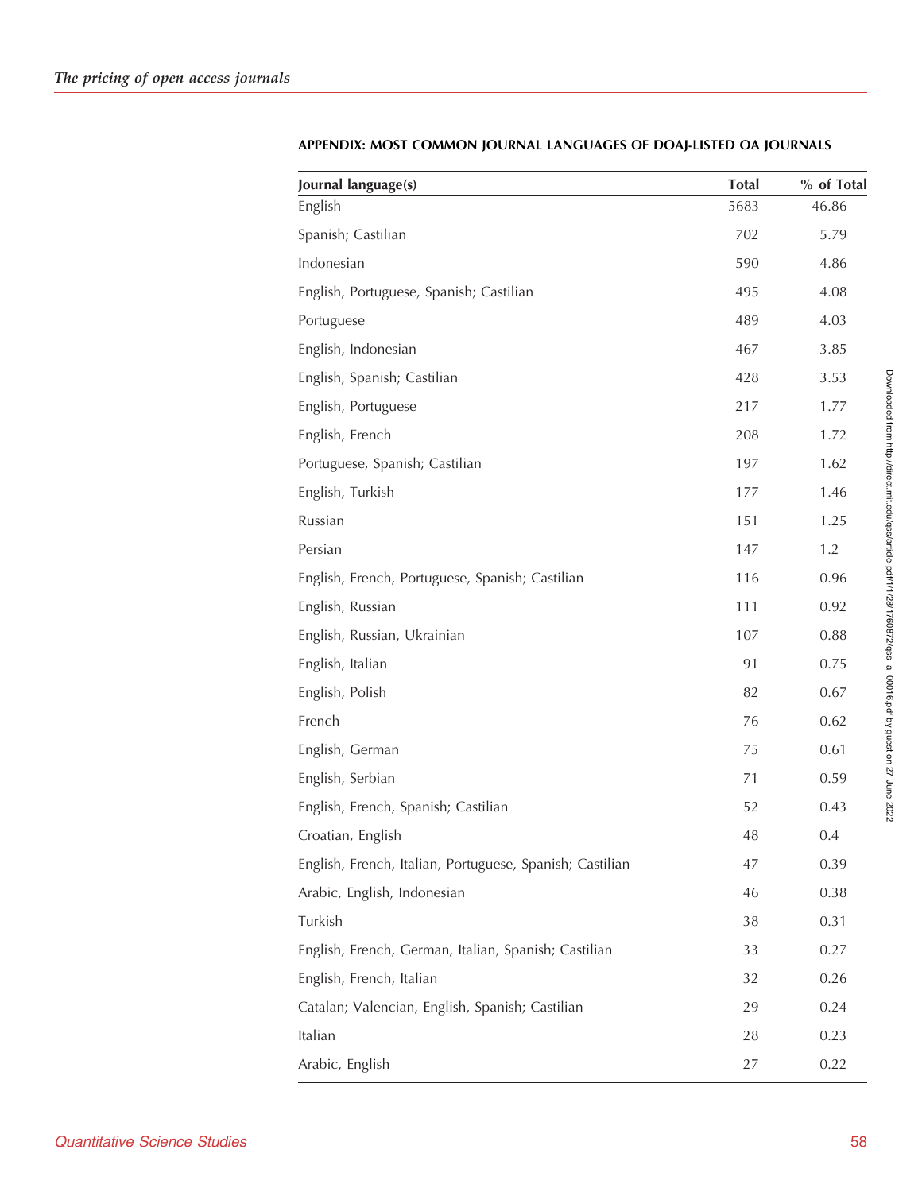## APPENDIX: MOST COMMON JOURNAL LANGUAGES OF DOAJ-LISTED OA JOURNALS

| Journal language(s) | Total | % of Total |
|---|---|---|
| English | 5683 | 46.86 |
| Spanish; Castilian | 702 | 5.79 |
| Indonesian | 590 | 4.86 |
| English, Portuguese, Spanish; Castilian | 495 | 4.08 |
| Portuguese | 489 | 4.03 |
| English, Indonesian | 467 | 3.85 |
| English, Spanish; Castilian | 428 | 3.53 |
| English, Portuguese | 217 | 1.77 |
| English, French | 208 | 1.72 |
| Portuguese, Spanish; Castilian | 197 | 1.62 |
| English, Turkish | 177 | 1.46 |
| Russian | 151 | 1.25 |
| Persian | 147 | 1.2 |
| English, French, Portuguese, Spanish; Castilian | 116 | 0.96 |
| English, Russian | 111 | 0.92 |
| English, Russian, Ukrainian | 107 | 0.88 |
| English, Italian | 91 | 0.75 |
| English, Polish | 82 | 0.67 |
| French | 76 | 0.62 |
| English, German | 75 | 0.61 |
| English, Serbian | 71 | 0.59 |
| English, French, Spanish; Castilian | 52 | 0.43 |
| Croatian, English | 48 | 0.4 |
| English, French, Italian, Portuguese, Spanish; Castilian | 47 | 0.39 |
| Arabic, English, Indonesian | 46 | 0.38 |
| Turkish | 38 | 0.31 |
| English, French, German, Italian, Spanish; Castilian | 33 | 0.27 |
| English, French, Italian | 32 | 0.26 |
| Catalan; Valencian, English, Spanish; Castilian | 29 | 0.24 |
| Italian | 28 | 0.23 |
| Arabic, English | 27 | 0.22 |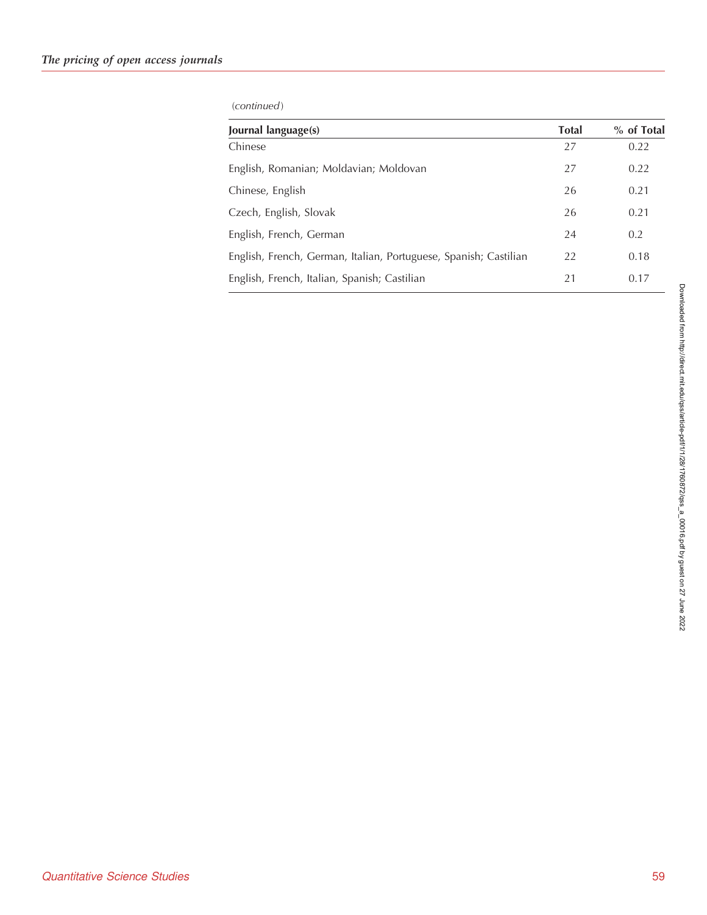(*continued*)

| Journal language(s) | Total | % of Total |
|---|---|---|
| Chinese | 27 | 0.22 |
| English, Romanian; Moldavian; Moldovan | 27 | 0.22 |
| Chinese, English | 26 | 0.21 |
| Czech, English, Slovak | 26 | 0.21 |
| English, French, German | 24 | 0.2 |
| English, French, German, Italian, Portuguese, Spanish; Castilian | 22 | 0.18 |
| English, French, Italian, Spanish; Castilian | 21 | 0.17 |